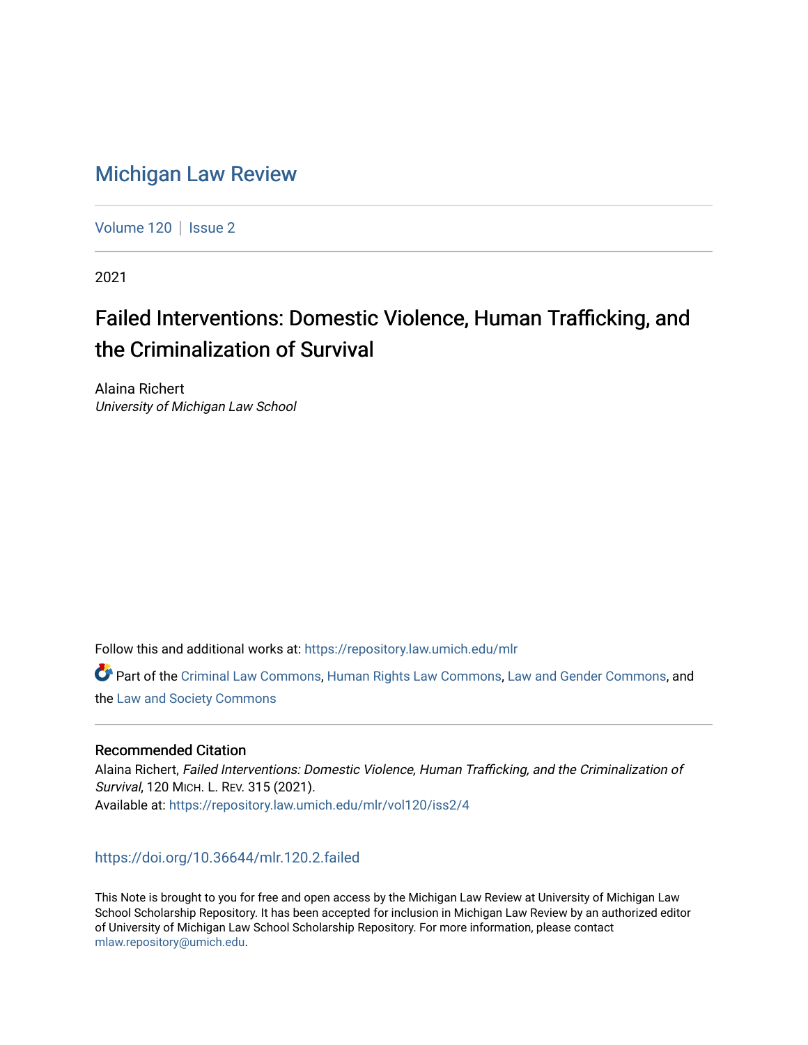# Michigan Law Review

Volume 120 | Issue 2

2021

## Failed Interventions: Domestic Violence, Human Trafficking, and the Criminalization of Survival

Alaina Richert
*University of Michigan Law School*

Follow this and additional works at: https://repository.law.umich.edu/mlr

Part of the Criminal Law Commons, Human Rights Law Commons, Law and Gender Commons, and the Law and Society Commons

### Recommended Citation

Alaina Richert, *Failed Interventions: Domestic Violence, Human Trafficking, and the Criminalization of Survival*, 120 MICH. L. REV. 315 (2021).
Available at: https://repository.law.umich.edu/mlr/vol120/iss2/4

https://doi.org/10.36644/mlr.120.2.failed

This Note is brought to you for free and open access by the Michigan Law Review at University of Michigan Law School Scholarship Repository. It has been accepted for inclusion in Michigan Law Review by an authorized editor of University of Michigan Law School Scholarship Repository. For more information, please contact mlaw.repository@umich.edu.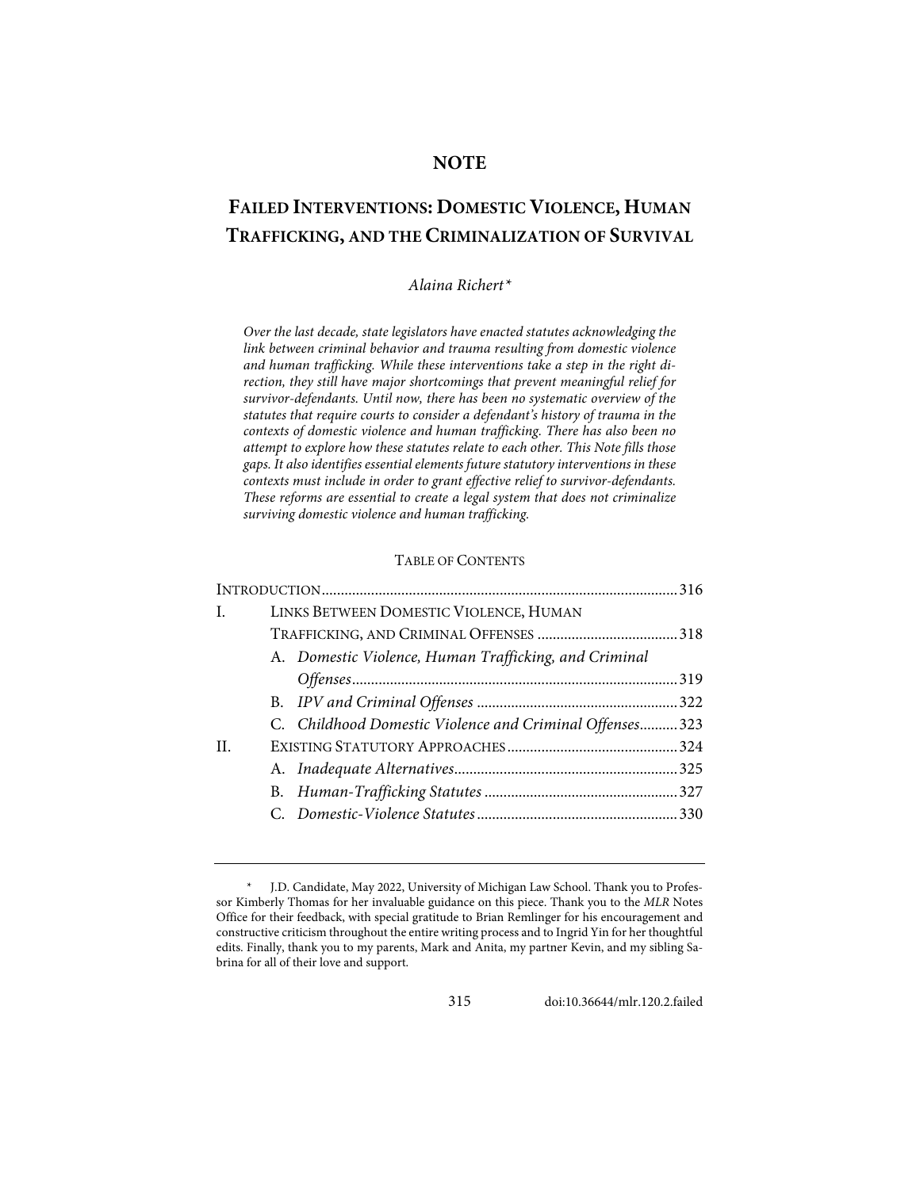# NOTE

## FAILED INTERVENTIONS: DOMESTIC VIOLENCE, HUMAN TRAFFICKING, AND THE CRIMINALIZATION OF SURVIVAL

*Alaina Richert\**

*Over the last decade, state legislators have enacted statutes acknowledging the link between criminal behavior and trauma resulting from domestic violence and human trafficking. While these interventions take a step in the right direction, they still have major shortcomings that prevent meaningful relief for survivor-defendants. Until now, there has been no systematic overview of the statutes that require courts to consider a defendant's history of trauma in the contexts of domestic violence and human trafficking. There has also been no attempt to explore how these statutes relate to each other. This Note fills those gaps. It also identifies essential elements future statutory interventions in these contexts must include in order to grant effective relief to survivor-defendants. These reforms are essential to create a legal system that does not criminalize surviving domestic violence and human trafficking.*

TABLE OF CONTENTS

| | | |
|---|---|---|
| INTRODUCTION | | 316 |
| I. | LINKS BETWEEN DOMESTIC VIOLENCE, HUMAN TRAFFICKING, AND CRIMINAL OFFENSES | 318 |
| | A. *Domestic Violence, Human Trafficking, and Criminal Offenses* | 319 |
| | B. *IPV and Criminal Offenses* | 322 |
| | C. *Childhood Domestic Violence and Criminal Offenses* | 323 |
| II. | EXISTING STATUTORY APPROACHES | 324 |
| | A. *Inadequate Alternatives* | 325 |
| | B. *Human-Trafficking Statutes* | 327 |
| | C. *Domestic-Violence Statutes* | 330 |

\* J.D. Candidate, May 2022, University of Michigan Law School. Thank you to Professor Kimberly Thomas for her invaluable guidance on this piece. Thank you to the *MLR* Notes Office for their feedback, with special gratitude to Brian Remlinger for his encouragement and constructive criticism throughout the entire writing process and to Ingrid Yin for her thoughtful edits. Finally, thank you to my parents, Mark and Anita, my partner Kevin, and my sibling Sabrina for all of their love and support.

doi:10.36644/mlr.120.2.failed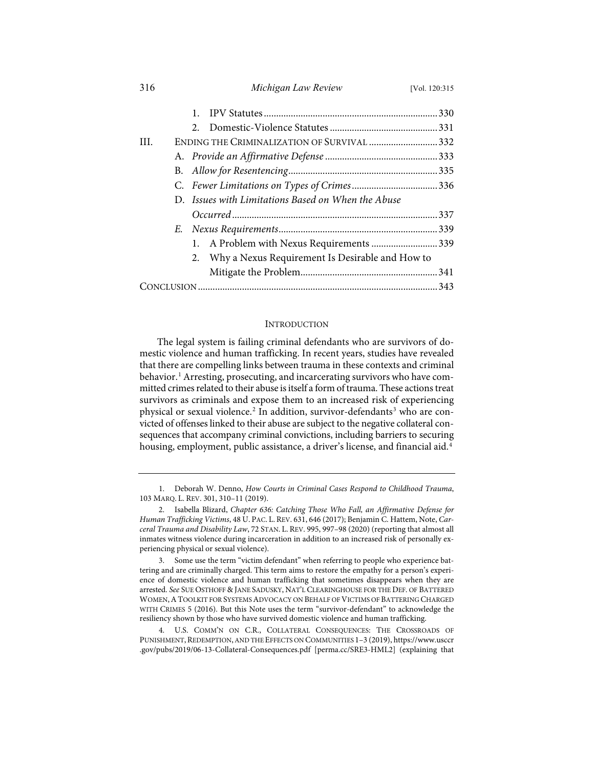1. IPV Statutes ...... 330
2. Domestic-Violence Statutes ...... 331

III. ENDING THE CRIMINALIZATION OF SURVIVAL ...... 332

A. *Provide an Affirmative Defense* ...... 333

B. *Allow for Resentencing* ...... 335

C. *Fewer Limitations on Types of Crimes* ...... 336

D. *Issues with Limitations Based on When the Abuse Occurred* ...... 337

*E. Nexus Requirements* ...... 339

1. A Problem with Nexus Requirements ...... 339
2. Why a Nexus Requirement Is Desirable and How to Mitigate the Problem ...... 341

CONCLUSION ...... 343

## INTRODUCTION

The legal system is failing criminal defendants who are survivors of domestic violence and human trafficking. In recent years, studies have revealed that there are compelling links between trauma in these contexts and criminal behavior.[1] Arresting, prosecuting, and incarcerating survivors who have committed crimes related to their abuse is itself a form of trauma. These actions treat survivors as criminals and expose them to an increased risk of experiencing physical or sexual violence.[2] In addition, survivor-defendants[3] who are convicted of offenses linked to their abuse are subject to the negative collateral consequences that accompany criminal convictions, including barriers to securing housing, employment, public assistance, a driver's license, and financial aid.[4]

---

1. Deborah W. Denno, *How Courts in Criminal Cases Respond to Childhood Trauma*, 103 MARQ. L. REV. 301, 310–11 (2019).

2. Isabella Blizard, *Chapter 636: Catching Those Who Fall, an Affirmative Defense for Human Trafficking Victims*, 48 U. PAC. L. REV. 631, 646 (2017); Benjamin C. Hattem, Note, *Carceral Trauma and Disability Law*, 72 STAN. L. REV. 995, 997–98 (2020) (reporting that almost all inmates witness violence during incarceration in addition to an increased risk of personally experiencing physical or sexual violence).

3. Some use the term "victim defendant" when referring to people who experience battering and are criminally charged. This term aims to restore the empathy for a person's experience of domestic violence and human trafficking that sometimes disappears when they are arrested. *See* SUE OSTHOFF & JANE SADUSKY, NAT'L CLEARINGHOUSE FOR THE DEF. OF BATTERED WOMEN, A TOOLKIT FOR SYSTEMS ADVOCACY ON BEHALF OF VICTIMS OF BATTERING CHARGED WITH CRIMES 5 (2016). But this Note uses the term "survivor-defendant" to acknowledge the resiliency shown by those who have survived domestic violence and human trafficking.

4. U.S. COMM'N ON C.R., COLLATERAL CONSEQUENCES: THE CROSSROADS OF PUNISHMENT, REDEMPTION, AND THE EFFECTS ON COMMUNITIES 1–3 (2019), https://www.usccr.gov/pubs/2019/06-13-Collateral-Consequences.pdf [perma.cc/SRE3-HML2] (explaining that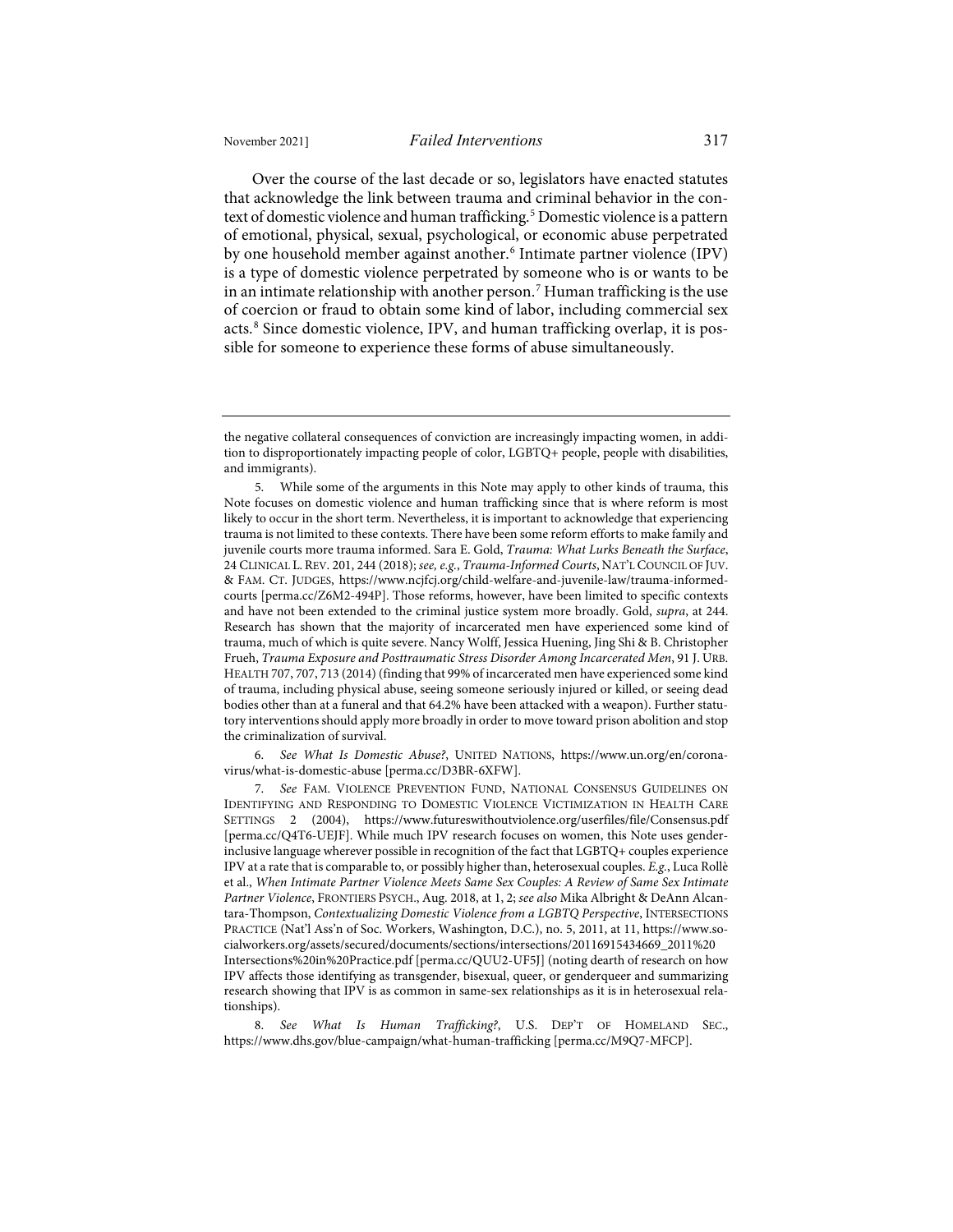Over the course of the last decade or so, legislators have enacted statutes that acknowledge the link between trauma and criminal behavior in the context of domestic violence and human trafficking.[5] Domestic violence is a pattern of emotional, physical, sexual, psychological, or economic abuse perpetrated by one household member against another.[6] Intimate partner violence (IPV) is a type of domestic violence perpetrated by someone who is or wants to be in an intimate relationship with another person.[7] Human trafficking is the use of coercion or fraud to obtain some kind of labor, including commercial sex acts.[8] Since domestic violence, IPV, and human trafficking overlap, it is possible for someone to experience these forms of abuse simultaneously.

---

the negative collateral consequences of conviction are increasingly impacting women, in addition to disproportionately impacting people of color, LGBTQ+ people, people with disabilities, and immigrants).

5. While some of the arguments in this Note may apply to other kinds of trauma, this Note focuses on domestic violence and human trafficking since that is where reform is most likely to occur in the short term. Nevertheless, it is important to acknowledge that experiencing trauma is not limited to these contexts. There have been some reform efforts to make family and juvenile courts more trauma informed. Sara E. Gold, *Trauma: What Lurks Beneath the Surface*, 24 CLINICAL L. REV. 201, 244 (2018); *see, e.g.*, *Trauma-Informed Courts*, NAT'L COUNCIL OF JUV. & FAM. CT. JUDGES, https://www.ncjfcj.org/child-welfare-and-juvenile-law/trauma-informed-courts [perma.cc/Z6M2-494P]. Those reforms, however, have been limited to specific contexts and have not been extended to the criminal justice system more broadly. Gold, *supra*, at 244. Research has shown that the majority of incarcerated men have experienced some kind of trauma, much of which is quite severe. Nancy Wolff, Jessica Huening, Jing Shi & B. Christopher Frueh, *Trauma Exposure and Posttraumatic Stress Disorder Among Incarcerated Men*, 91 J. URB. HEALTH 707, 707, 713 (2014) (finding that 99% of incarcerated men have experienced some kind of trauma, including physical abuse, seeing someone seriously injured or killed, or seeing dead bodies other than at a funeral and that 64.2% have been attacked with a weapon). Further statutory interventions should apply more broadly in order to move toward prison abolition and stop the criminalization of survival.

6. *See What Is Domestic Abuse?*, UNITED NATIONS, https://www.un.org/en/coronavirus/what-is-domestic-abuse [perma.cc/D3BR-6XFW].

7. *See* FAM. VIOLENCE PREVENTION FUND, NATIONAL CONSENSUS GUIDELINES ON IDENTIFYING AND RESPONDING TO DOMESTIC VIOLENCE VICTIMIZATION IN HEALTH CARE SETTINGS 2 (2004), https://www.futureswithoutviolence.org/userfiles/file/Consensus.pdf [perma.cc/Q4T6-UEJF]. While much IPV research focuses on women, this Note uses gender-inclusive language wherever possible in recognition of the fact that LGBTQ+ couples experience IPV at a rate that is comparable to, or possibly higher than, heterosexual couples. *E.g.*, Luca Rollè et al., *When Intimate Partner Violence Meets Same Sex Couples: A Review of Same Sex Intimate Partner Violence*, FRONTIERS PSYCH., Aug. 2018, at 1, 2; *see also* Mika Albright & DeAnn Alcantara-Thompson, *Contextualizing Domestic Violence from a LGBTQ Perspective*, INTERSECTIONS PRACTICE (Nat'l Ass'n of Soc. Workers, Washington, D.C.), no. 5, 2011, at 11, https://www.socialworkers.org/assets/secured/documents/sections/intersections/20116915434669_2011%20Intersections%20in%20Practice.pdf [perma.cc/QUU2-UF5J] (noting dearth of research on how IPV affects those identifying as transgender, bisexual, queer, or genderqueer and summarizing research showing that IPV is as common in same-sex relationships as it is in heterosexual relationships).

8. *See What Is Human Trafficking?*, U.S. DEP'T OF HOMELAND SEC., https://www.dhs.gov/blue-campaign/what-human-trafficking [perma.cc/M9Q7-MFCP].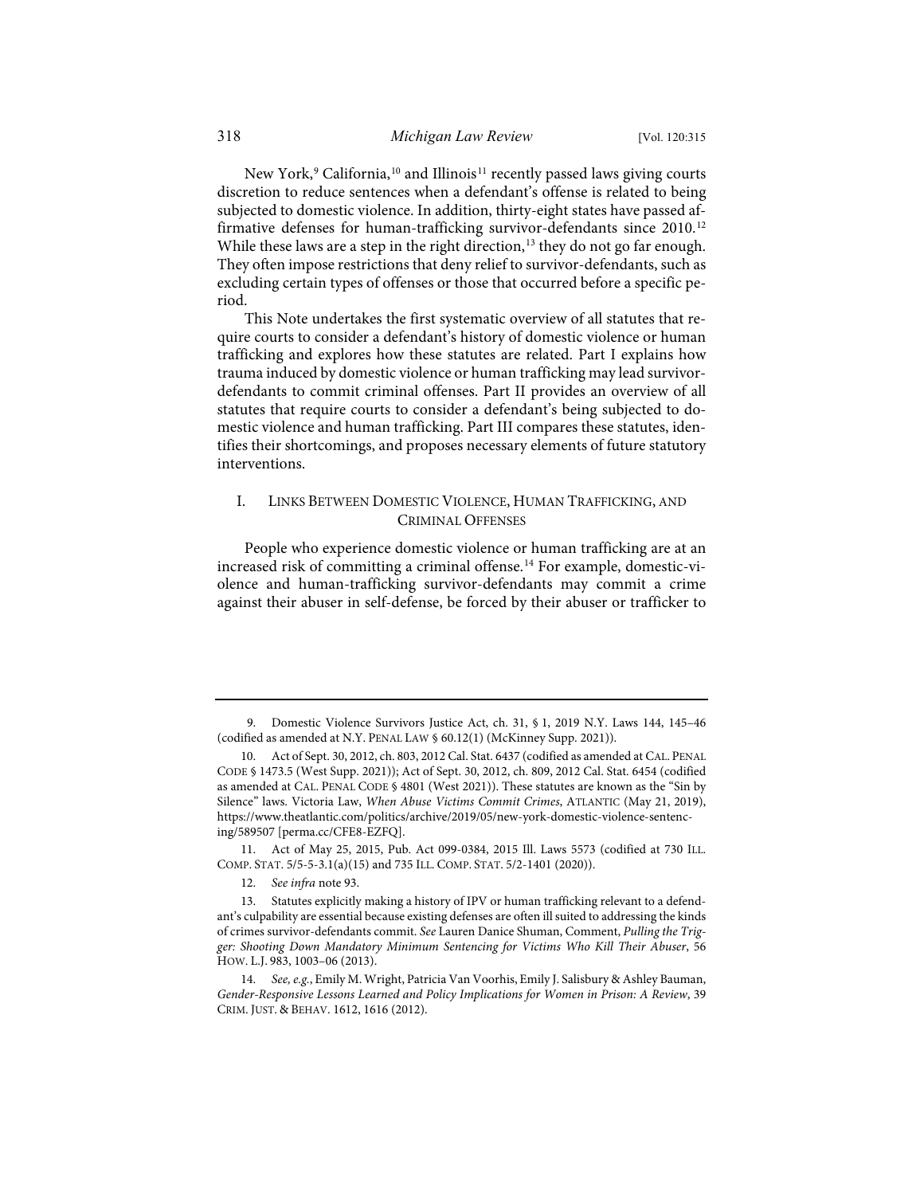New York,[9] California,[10] and Illinois[11] recently passed laws giving courts discretion to reduce sentences when a defendant's offense is related to being subjected to domestic violence. In addition, thirty-eight states have passed affirmative defenses for human-trafficking survivor-defendants since 2010.[12] While these laws are a step in the right direction,[13] they do not go far enough. They often impose restrictions that deny relief to survivor-defendants, such as excluding certain types of offenses or those that occurred before a specific period.

This Note undertakes the first systematic overview of all statutes that require courts to consider a defendant's history of domestic violence or human trafficking and explores how these statutes are related. Part I explains how trauma induced by domestic violence or human trafficking may lead survivor-defendants to commit criminal offenses. Part II provides an overview of all statutes that require courts to consider a defendant's being subjected to domestic violence and human trafficking. Part III compares these statutes, identifies their shortcomings, and proposes necessary elements of future statutory interventions.

## I. Links Between Domestic Violence, Human Trafficking, and Criminal Offenses

People who experience domestic violence or human trafficking are at an increased risk of committing a criminal offense.[14] For example, domestic-violence and human-trafficking survivor-defendants may commit a crime against their abuser in self-defense, be forced by their abuser or trafficker to

---

9. Domestic Violence Survivors Justice Act, ch. 31, § 1, 2019 N.Y. Laws 144, 145–46 (codified as amended at N.Y. PENAL LAW § 60.12(1) (McKinney Supp. 2021)).

10. Act of Sept. 30, 2012, ch. 803, 2012 Cal. Stat. 6437 (codified as amended at CAL. PENAL CODE § 1473.5 (West Supp. 2021)); Act of Sept. 30, 2012, ch. 809, 2012 Cal. Stat. 6454 (codified as amended at CAL. PENAL CODE § 4801 (West 2021)). These statutes are known as the "Sin by Silence" laws. Victoria Law, *When Abuse Victims Commit Crimes*, ATLANTIC (May 21, 2019), https://www.theatlantic.com/politics/archive/2019/05/new-york-domestic-violence-sentencing/589507 [perma.cc/CFE8-EZFQ].

11. Act of May 25, 2015, Pub. Act 099-0384, 2015 Ill. Laws 5573 (codified at 730 ILL. COMP. STAT. 5/5-5-3.1(a)(15) and 735 ILL. COMP. STAT. 5/2-1401 (2020)).

12. *See infra* note 93.

13. Statutes explicitly making a history of IPV or human trafficking relevant to a defendant's culpability are essential because existing defenses are often ill suited to addressing the kinds of crimes survivor-defendants commit. *See* Lauren Danice Shuman, Comment, *Pulling the Trigger: Shooting Down Mandatory Minimum Sentencing for Victims Who Kill Their Abuser*, 56 HOW. L.J. 983, 1003–06 (2013).

14. *See, e.g.*, Emily M. Wright, Patricia Van Voorhis, Emily J. Salisbury & Ashley Bauman, *Gender-Responsive Lessons Learned and Policy Implications for Women in Prison: A Review*, 39 CRIM. JUST. & BEHAV. 1612, 1616 (2012).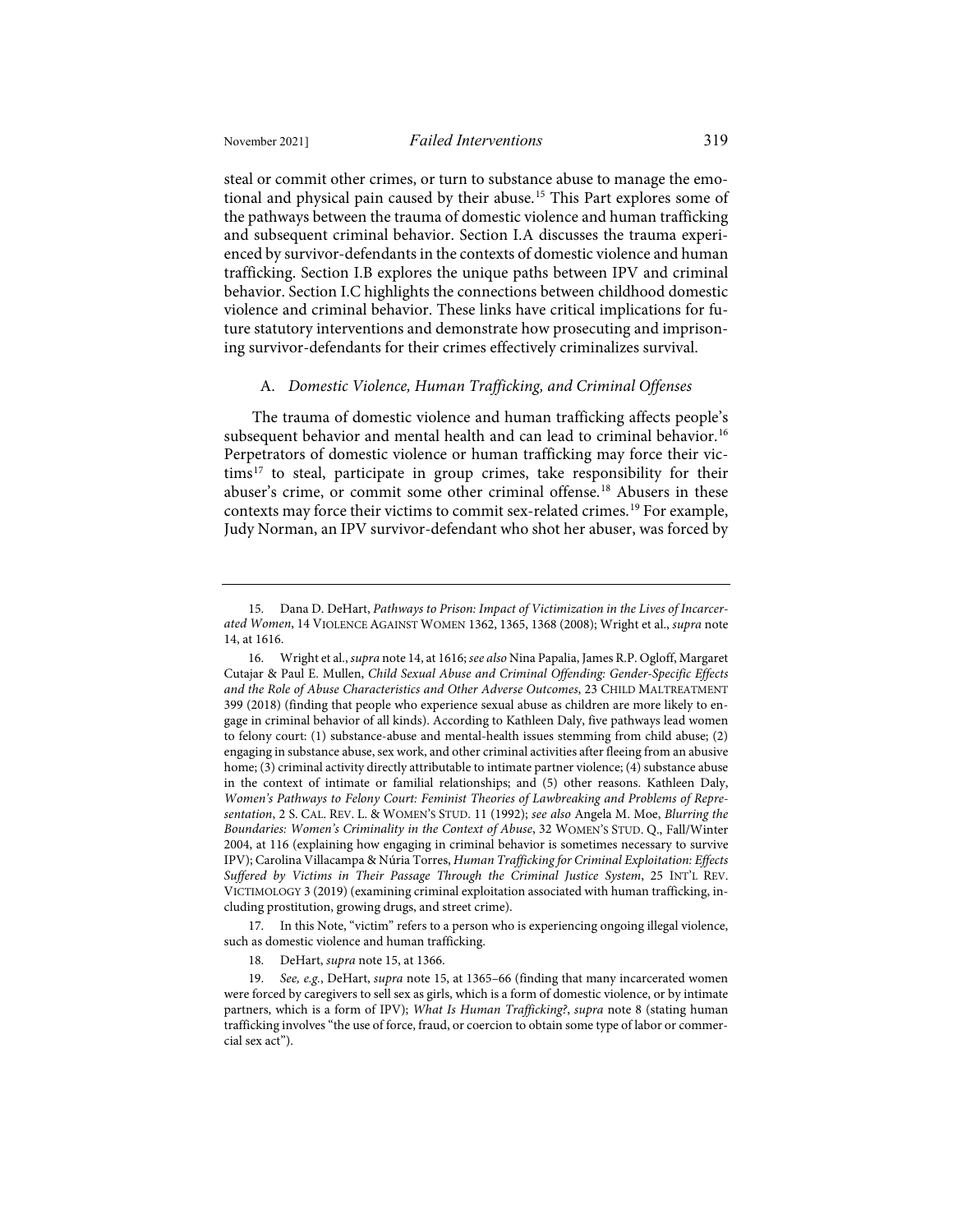steal or commit other crimes, or turn to substance abuse to manage the emotional and physical pain caused by their abuse.[15] This Part explores some of the pathways between the trauma of domestic violence and human trafficking and subsequent criminal behavior. Section I.A discusses the trauma experienced by survivor-defendants in the contexts of domestic violence and human trafficking. Section I.B explores the unique paths between IPV and criminal behavior. Section I.C highlights the connections between childhood domestic violence and criminal behavior. These links have critical implications for future statutory interventions and demonstrate how prosecuting and imprisoning survivor-defendants for their crimes effectively criminalizes survival.

### A. *Domestic Violence, Human Trafficking, and Criminal Offenses*

The trauma of domestic violence and human trafficking affects people's subsequent behavior and mental health and can lead to criminal behavior.[16] Perpetrators of domestic violence or human trafficking may force their victims[17] to steal, participate in group crimes, take responsibility for their abuser's crime, or commit some other criminal offense.[18] Abusers in these contexts may force their victims to commit sex-related crimes.[19] For example, Judy Norman, an IPV survivor-defendant who shot her abuser, was forced by

---

15. Dana D. DeHart, *Pathways to Prison: Impact of Victimization in the Lives of Incarcerated Women*, 14 VIOLENCE AGAINST WOMEN 1362, 1365, 1368 (2008); Wright et al., *supra* note 14, at 1616.

16. Wright et al., *supra* note 14, at 1616; *see also* Nina Papalia, James R.P. Ogloff, Margaret Cutajar & Paul E. Mullen, *Child Sexual Abuse and Criminal Offending: Gender-Specific Effects and the Role of Abuse Characteristics and Other Adverse Outcomes*, 23 CHILD MALTREATMENT 399 (2018) (finding that people who experience sexual abuse as children are more likely to engage in criminal behavior of all kinds). According to Kathleen Daly, five pathways lead women to felony court: (1) substance-abuse and mental-health issues stemming from child abuse; (2) engaging in substance abuse, sex work, and other criminal activities after fleeing from an abusive home; (3) criminal activity directly attributable to intimate partner violence; (4) substance abuse in the context of intimate or familial relationships; and (5) other reasons. Kathleen Daly, *Women's Pathways to Felony Court: Feminist Theories of Lawbreaking and Problems of Representation*, 2 S. CAL. REV. L. & WOMEN'S STUD. 11 (1992); *see also* Angela M. Moe, *Blurring the Boundaries: Women's Criminality in the Context of Abuse*, 32 WOMEN'S STUD. Q., Fall/Winter 2004, at 116 (explaining how engaging in criminal behavior is sometimes necessary to survive IPV); Carolina Villacampa & Núria Torres, *Human Trafficking for Criminal Exploitation: Effects Suffered by Victims in Their Passage Through the Criminal Justice System*, 25 INT'L REV. VICTIMOLOGY 3 (2019) (examining criminal exploitation associated with human trafficking, including prostitution, growing drugs, and street crime).

17. In this Note, "victim" refers to a person who is experiencing ongoing illegal violence, such as domestic violence and human trafficking.

18. DeHart, *supra* note 15, at 1366.

19. *See, e.g.*, DeHart, *supra* note 15, at 1365–66 (finding that many incarcerated women were forced by caregivers to sell sex as girls, which is a form of domestic violence, or by intimate partners, which is a form of IPV); *What Is Human Trafficking?*, *supra* note 8 (stating human trafficking involves "the use of force, fraud, or coercion to obtain some type of labor or commercial sex act").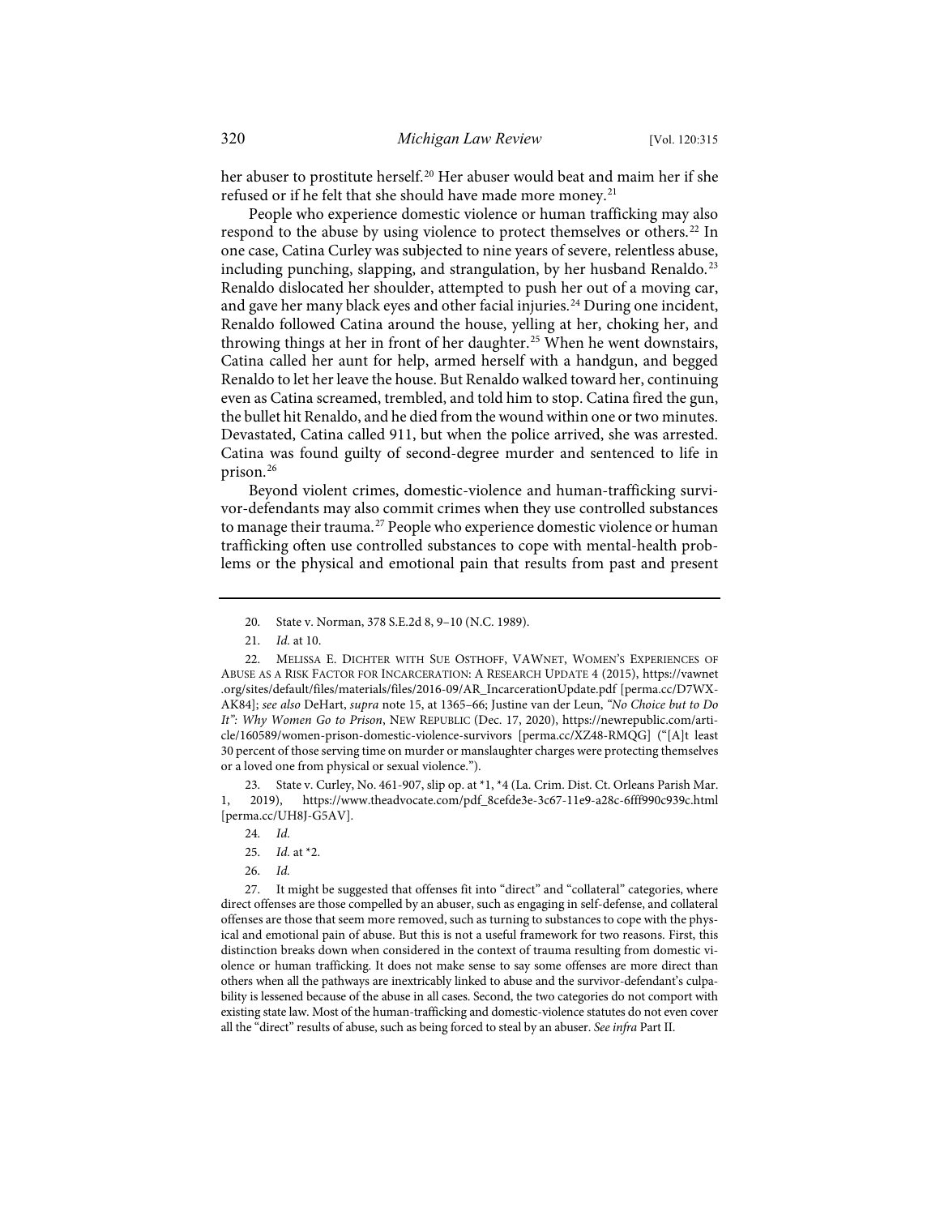her abuser to prostitute herself.[20] Her abuser would beat and maim her if she refused or if he felt that she should have made more money.[21]

People who experience domestic violence or human trafficking may also respond to the abuse by using violence to protect themselves or others.[22] In one case, Catina Curley was subjected to nine years of severe, relentless abuse, including punching, slapping, and strangulation, by her husband Renaldo.[23] Renaldo dislocated her shoulder, attempted to push her out of a moving car, and gave her many black eyes and other facial injuries.[24] During one incident, Renaldo followed Catina around the house, yelling at her, choking her, and throwing things at her in front of her daughter.[25] When he went downstairs, Catina called her aunt for help, armed herself with a handgun, and begged Renaldo to let her leave the house. But Renaldo walked toward her, continuing even as Catina screamed, trembled, and told him to stop. Catina fired the gun, the bullet hit Renaldo, and he died from the wound within one or two minutes. Devastated, Catina called 911, but when the police arrived, she was arrested. Catina was found guilty of second-degree murder and sentenced to life in prison.[26]

Beyond violent crimes, domestic-violence and human-trafficking survivor-defendants may also commit crimes when they use controlled substances to manage their trauma.[27] People who experience domestic violence or human trafficking often use controlled substances to cope with mental-health problems or the physical and emotional pain that results from past and present

---

20. State v. Norman, 378 S.E.2d 8, 9–10 (N.C. 1989).

21. *Id.* at 10.

22. Melissa E. Dichter with Sue Osthoff, VAWnet, Women's Experiences of Abuse as a Risk Factor for Incarceration: A Research Update 4 (2015), https://vawnet.org/sites/default/files/materials/files/2016-09/AR_IncarcerationUpdate.pdf [perma.cc/D7WX-AK84]; *see also* DeHart, *supra* note 15, at 1365–66; Justine van der Leun, *"No Choice but to Do It": Why Women Go to Prison*, New Republic (Dec. 17, 2020), https://newrepublic.com/article/160589/women-prison-domestic-violence-survivors [perma.cc/XZ48-RMQG] ("[A]t least 30 percent of those serving time on murder or manslaughter charges were protecting themselves or a loved one from physical or sexual violence.").

23. State v. Curley, No. 461-907, slip op. at *1, *4 (La. Crim. Dist. Ct. Orleans Parish Mar. 1, 2019), https://www.theadvocate.com/pdf_8cefde3e-3c67-11e9-a28c-6fff990c939c.html [perma.cc/UH8J-G5AV].

24. *Id.*

25. *Id.* at *2.

26. *Id.*

27. It might be suggested that offenses fit into "direct" and "collateral" categories, where direct offenses are those compelled by an abuser, such as engaging in self-defense, and collateral offenses are those that seem more removed, such as turning to substances to cope with the physical and emotional pain of abuse. But this is not a useful framework for two reasons. First, this distinction breaks down when considered in the context of trauma resulting from domestic violence or human trafficking. It does not make sense to say some offenses are more direct than others when all the pathways are inextricably linked to abuse and the survivor-defendant's culpability is lessened because of the abuse in all cases. Second, the two categories do not comport with existing state law. Most of the human-trafficking and domestic-violence statutes do not even cover all the "direct" results of abuse, such as being forced to steal by an abuser. *See infra* Part II.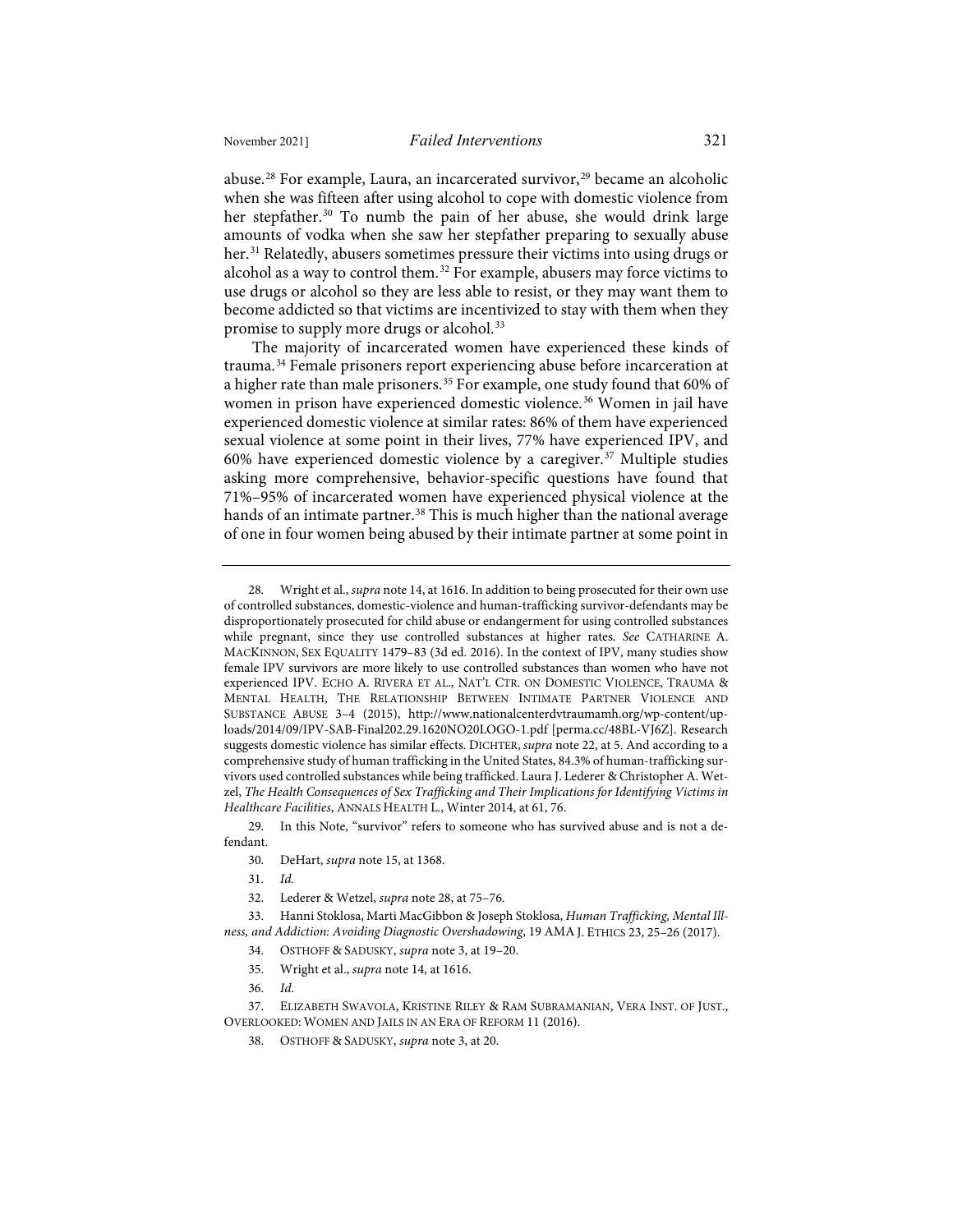abuse.[28] For example, Laura, an incarcerated survivor,[29] became an alcoholic when she was fifteen after using alcohol to cope with domestic violence from her stepfather.[30] To numb the pain of her abuse, she would drink large amounts of vodka when she saw her stepfather preparing to sexually abuse her.[31] Relatedly, abusers sometimes pressure their victims into using drugs or alcohol as a way to control them.[32] For example, abusers may force victims to use drugs or alcohol so they are less able to resist, or they may want them to become addicted so that victims are incentivized to stay with them when they promise to supply more drugs or alcohol.[33]

The majority of incarcerated women have experienced these kinds of trauma.[34] Female prisoners report experiencing abuse before incarceration at a higher rate than male prisoners.[35] For example, one study found that 60% of women in prison have experienced domestic violence.[36] Women in jail have experienced domestic violence at similar rates: 86% of them have experienced sexual violence at some point in their lives, 77% have experienced IPV, and 60% have experienced domestic violence by a caregiver.[37] Multiple studies asking more comprehensive, behavior-specific questions have found that 71%–95% of incarcerated women have experienced physical violence at the hands of an intimate partner.[38] This is much higher than the national average of one in four women being abused by their intimate partner at some point in

---

28. Wright et al., *supra* note 14, at 1616. In addition to being prosecuted for their own use of controlled substances, domestic-violence and human-trafficking survivor-defendants may be disproportionately prosecuted for child abuse or endangerment for using controlled substances while pregnant, since they use controlled substances at higher rates. *See* CATHARINE A. MACKINNON, SEX EQUALITY 1479–83 (3d ed. 2016). In the context of IPV, many studies show female IPV survivors are more likely to use controlled substances than women who have not experienced IPV. ECHO A. RIVERA ET AL., NAT'L CTR. ON DOMESTIC VIOLENCE, TRAUMA & MENTAL HEALTH, THE RELATIONSHIP BETWEEN INTIMATE PARTNER VIOLENCE AND SUBSTANCE ABUSE 3–4 (2015), http://www.nationalcenterdvtraumamh.org/wp-content/uploads/2014/09/IPV-SAB-Final202.29.1620NO20LOGO-1.pdf [perma.cc/48BL-VJ6Z]. Research suggests domestic violence has similar effects. DICHTER, *supra* note 22, at 5. And according to a comprehensive study of human trafficking in the United States, 84.3% of human-trafficking survivors used controlled substances while being trafficked. Laura J. Lederer & Christopher A. Wetzel, *The Health Consequences of Sex Trafficking and Their Implications for Identifying Victims in Healthcare Facilities*, ANNALS HEALTH L., Winter 2014, at 61, 76.

29. In this Note, "survivor" refers to someone who has survived abuse and is not a defendant.

30. DeHart, *supra* note 15, at 1368.

31. *Id.*

32. Lederer & Wetzel, *supra* note 28, at 75–76.

33. Hanni Stoklosa, Marti MacGibbon & Joseph Stoklosa, *Human Trafficking, Mental Illness, and Addiction: Avoiding Diagnostic Overshadowing*, 19 AMA J. ETHICS 23, 25–26 (2017).

34. OSTHOFF & SADUSKY, *supra* note 3, at 19–20.

35. Wright et al., *supra* note 14, at 1616.

36. *Id.*

37. ELIZABETH SWAVOLA, KRISTINE RILEY & RAM SUBRAMANIAN, VERA INST. OF JUST., OVERLOOKED: WOMEN AND JAILS IN AN ERA OF REFORM 11 (2016).

38. OSTHOFF & SADUSKY, *supra* note 3, at 20.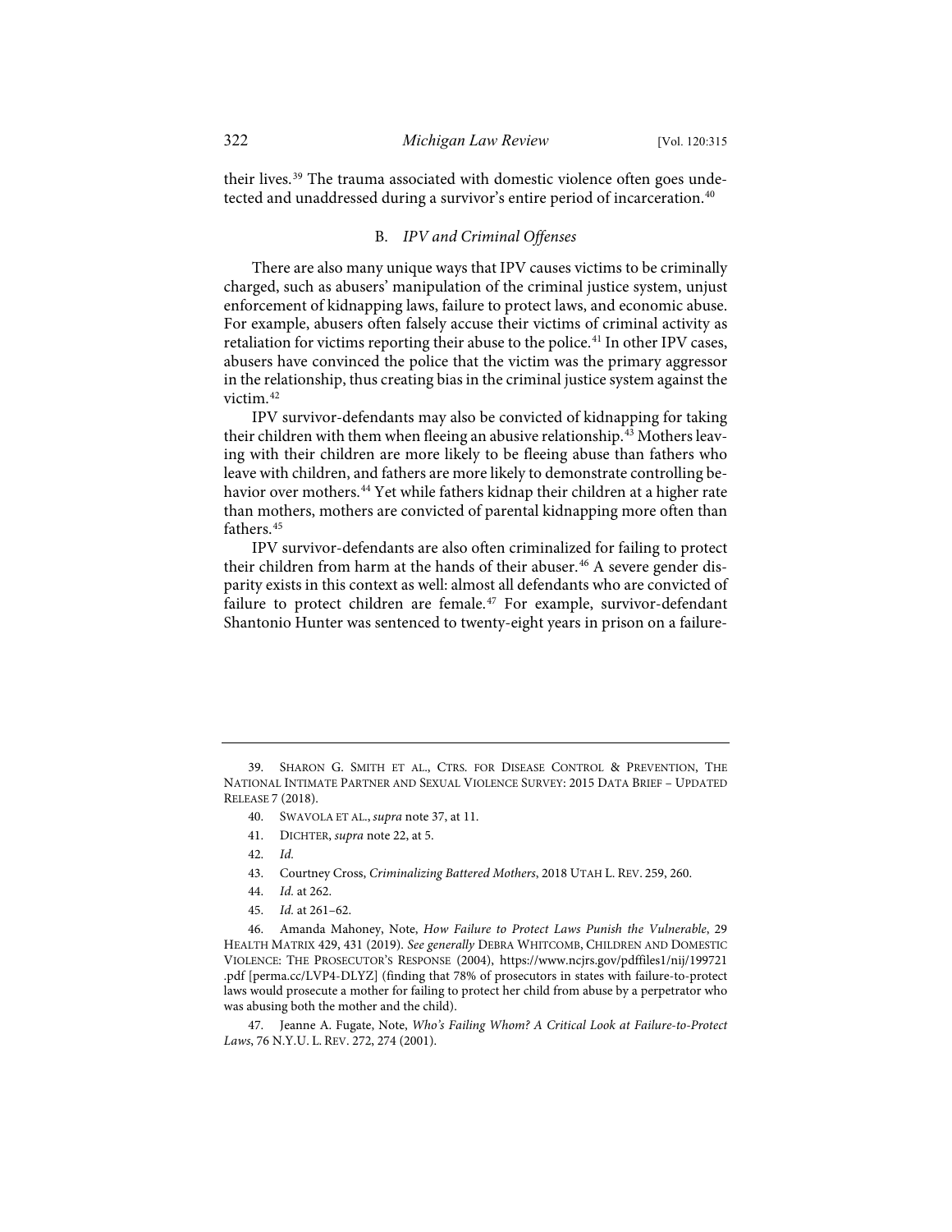their lives.[39] The trauma associated with domestic violence often goes undetected and unaddressed during a survivor's entire period of incarceration.[40]

### B. *IPV and Criminal Offenses*

There are also many unique ways that IPV causes victims to be criminally charged, such as abusers' manipulation of the criminal justice system, unjust enforcement of kidnapping laws, failure to protect laws, and economic abuse. For example, abusers often falsely accuse their victims of criminal activity as retaliation for victims reporting their abuse to the police.[41] In other IPV cases, abusers have convinced the police that the victim was the primary aggressor in the relationship, thus creating bias in the criminal justice system against the victim.[42]

IPV survivor-defendants may also be convicted of kidnapping for taking their children with them when fleeing an abusive relationship.[43] Mothers leaving with their children are more likely to be fleeing abuse than fathers who leave with children, and fathers are more likely to demonstrate controlling behavior over mothers.[44] Yet while fathers kidnap their children at a higher rate than mothers, mothers are convicted of parental kidnapping more often than fathers.[45]

IPV survivor-defendants are also often criminalized for failing to protect their children from harm at the hands of their abuser.[46] A severe gender disparity exists in this context as well: almost all defendants who are convicted of failure to protect children are female.[47] For example, survivor-defendant Shantonio Hunter was sentenced to twenty-eight years in prison on a failure-

---

39. Sharon G. Smith et al., Ctrs. for Disease Control & Prevention, The National Intimate Partner and Sexual Violence Survey: 2015 Data Brief – Updated Release 7 (2018).

40. Swavola et al., *supra* note 37, at 11.

41. Dichter, *supra* note 22, at 5.

42. *Id.*

43. Courtney Cross, *Criminalizing Battered Mothers*, 2018 Utah L. Rev. 259, 260.

44. *Id.* at 262.

45. *Id.* at 261–62.

46. Amanda Mahoney, Note, *How Failure to Protect Laws Punish the Vulnerable*, 29 Health Matrix 429, 431 (2019). *See generally* Debra Whitcomb, Children and Domestic Violence: The Prosecutor's Response (2004), https://www.ncjrs.gov/pdffiles1/nij/199721.pdf [perma.cc/LVP4-DLYZ] (finding that 78% of prosecutors in states with failure-to-protect laws would prosecute a mother for failing to protect her child from abuse by a perpetrator who was abusing both the mother and the child).

47. Jeanne A. Fugate, Note, *Who's Failing Whom? A Critical Look at Failure-to-Protect Laws*, 76 N.Y.U. L. Rev. 272, 274 (2001).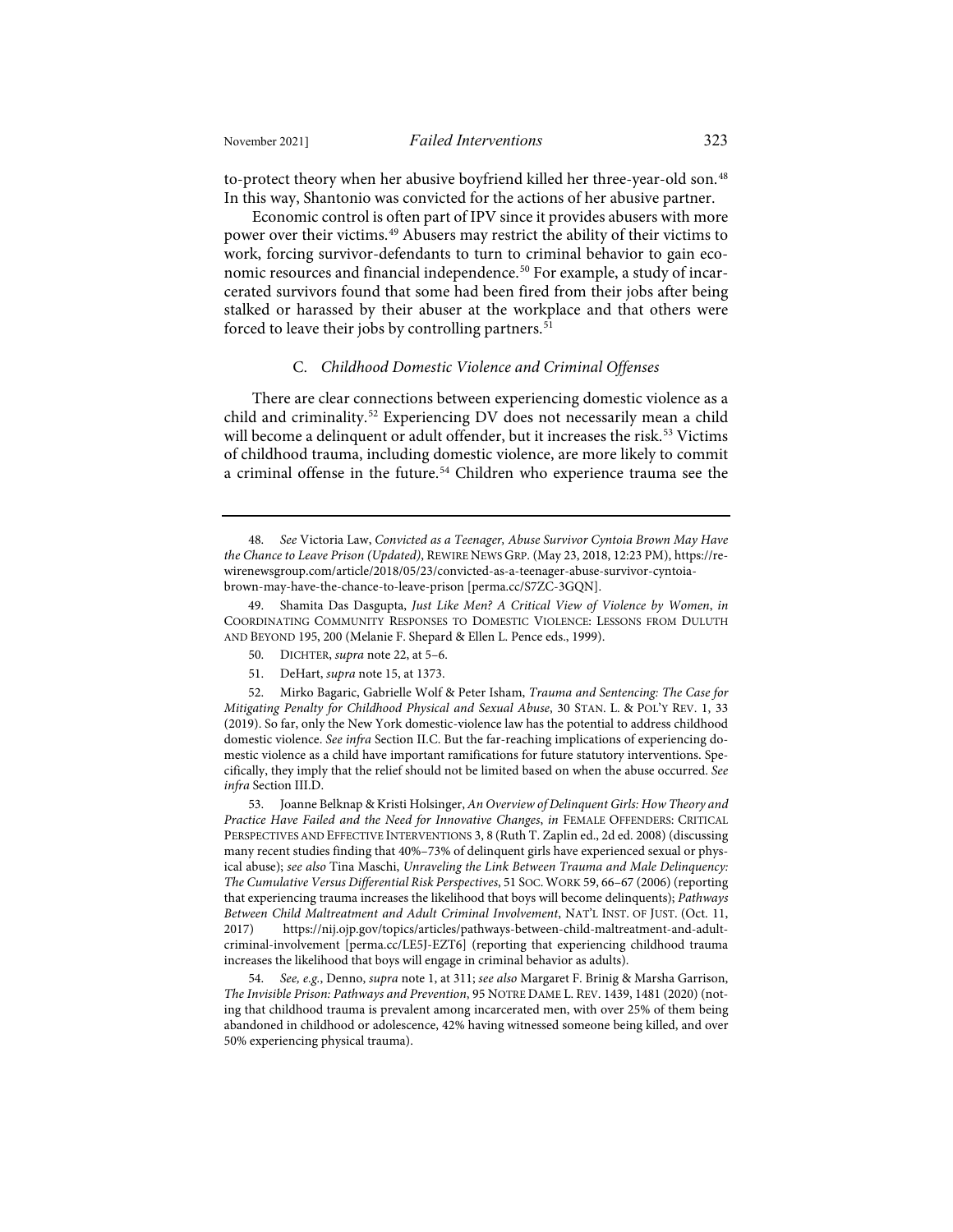to-protect theory when her abusive boyfriend killed her three-year-old son.[48] In this way, Shantonio was convicted for the actions of her abusive partner.

Economic control is often part of IPV since it provides abusers with more power over their victims.[49] Abusers may restrict the ability of their victims to work, forcing survivor-defendants to turn to criminal behavior to gain economic resources and financial independence.[50] For example, a study of incarcerated survivors found that some had been fired from their jobs after being stalked or harassed by their abuser at the workplace and that others were forced to leave their jobs by controlling partners.[51]

### C. *Childhood Domestic Violence and Criminal Offenses*

There are clear connections between experiencing domestic violence as a child and criminality.[52] Experiencing DV does not necessarily mean a child will become a delinquent or adult offender, but it increases the risk.[53] Victims of childhood trauma, including domestic violence, are more likely to commit a criminal offense in the future.[54] Children who experience trauma see the

---

48. *See* Victoria Law, *Convicted as a Teenager, Abuse Survivor Cyntoia Brown May Have the Chance to Leave Prison (Updated)*, REWIRE NEWS GRP. (May 23, 2018, 12:23 PM), https://rewirenewsgroup.com/article/2018/05/23/convicted-as-a-teenager-abuse-survivor-cyntoia-brown-may-have-the-chance-to-leave-prison [perma.cc/S7ZC-3GQN].

49. Shamita Das Dasgupta, *Just Like Men? A Critical View of Violence by Women*, *in* COORDINATING COMMUNITY RESPONSES TO DOMESTIC VIOLENCE: LESSONS FROM DULUTH AND BEYOND 195, 200 (Melanie F. Shepard & Ellen L. Pence eds., 1999).

50. DICHTER, *supra* note 22, at 5–6.

51. DeHart, *supra* note 15, at 1373.

52. Mirko Bagaric, Gabrielle Wolf & Peter Isham, *Trauma and Sentencing: The Case for Mitigating Penalty for Childhood Physical and Sexual Abuse*, 30 STAN. L. & POL'Y REV. 1, 33 (2019). So far, only the New York domestic-violence law has the potential to address childhood domestic violence. *See infra* Section II.C. But the far-reaching implications of experiencing domestic violence as a child have important ramifications for future statutory interventions. Specifically, they imply that the relief should not be limited based on when the abuse occurred. *See infra* Section III.D.

53. Joanne Belknap & Kristi Holsinger, *An Overview of Delinquent Girls: How Theory and Practice Have Failed and the Need for Innovative Changes*, *in* FEMALE OFFENDERS: CRITICAL PERSPECTIVES AND EFFECTIVE INTERVENTIONS 3, 8 (Ruth T. Zaplin ed., 2d ed. 2008) (discussing many recent studies finding that 40%–73% of delinquent girls have experienced sexual or physical abuse); *see also* Tina Maschi, *Unraveling the Link Between Trauma and Male Delinquency: The Cumulative Versus Differential Risk Perspectives*, 51 SOC. WORK 59, 66–67 (2006) (reporting that experiencing trauma increases the likelihood that boys will become delinquents); *Pathways Between Child Maltreatment and Adult Criminal Involvement*, NAT'L INST. OF JUST. (Oct. 11, 2017) https://nij.ojp.gov/topics/articles/pathways-between-child-maltreatment-and-adult-criminal-involvement [perma.cc/LE5J-EZT6] (reporting that experiencing childhood trauma increases the likelihood that boys will engage in criminal behavior as adults).

54. *See, e.g.*, Denno, *supra* note 1, at 311; *see also* Margaret F. Brinig & Marsha Garrison, *The Invisible Prison: Pathways and Prevention*, 95 NOTRE DAME L. REV. 1439, 1481 (2020) (noting that childhood trauma is prevalent among incarcerated men, with over 25% of them being abandoned in childhood or adolescence, 42% having witnessed someone being killed, and over 50% experiencing physical trauma).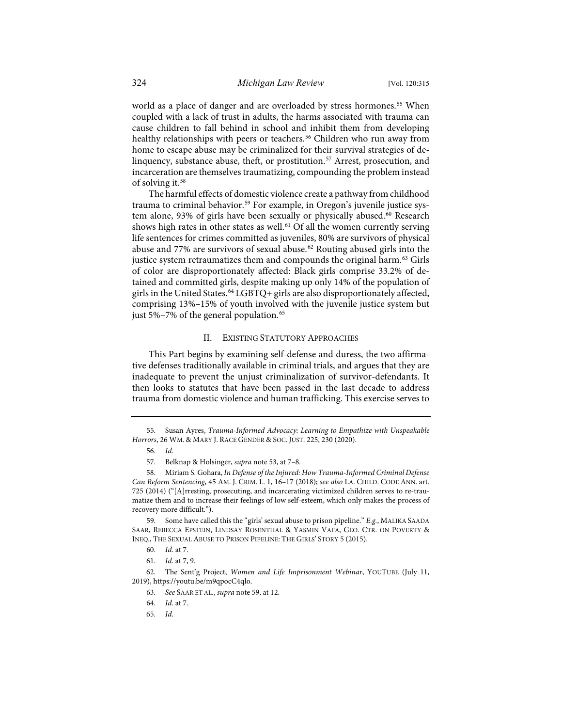world as a place of danger and are overloaded by stress hormones.[55] When coupled with a lack of trust in adults, the harms associated with trauma can cause children to fall behind in school and inhibit them from developing healthy relationships with peers or teachers.[56] Children who run away from home to escape abuse may be criminalized for their survival strategies of delinquency, substance abuse, theft, or prostitution.[57] Arrest, prosecution, and incarceration are themselves traumatizing, compounding the problem instead of solving it.[58]

The harmful effects of domestic violence create a pathway from childhood trauma to criminal behavior.[59] For example, in Oregon's juvenile justice system alone, 93% of girls have been sexually or physically abused.[60] Research shows high rates in other states as well.[61] Of all the women currently serving life sentences for crimes committed as juveniles, 80% are survivors of physical abuse and 77% are survivors of sexual abuse.[62] Routing abused girls into the justice system retraumatizes them and compounds the original harm.[63] Girls of color are disproportionately affected: Black girls comprise 33.2% of detained and committed girls, despite making up only 14% of the population of girls in the United States.[64] LGBTQ+ girls are also disproportionately affected, comprising 13%–15% of youth involved with the juvenile justice system but just 5%–7% of the general population.[65]

## II. EXISTING STATUTORY APPROACHES

This Part begins by examining self-defense and duress, the two affirmative defenses traditionally available in criminal trials, and argues that they are inadequate to prevent the unjust criminalization of survivor-defendants. It then looks to statutes that have been passed in the last decade to address trauma from domestic violence and human trafficking. This exercise serves to

---

55. Susan Ayres, *Trauma-Informed Advocacy: Learning to Empathize with Unspeakable Horrors*, 26 WM. & MARY J. RACE GENDER & SOC. JUST. 225, 230 (2020).

56. *Id.*

57. Belknap & Holsinger, *supra* note 53, at 7–8.

58. Miriam S. Gohara, *In Defense of the Injured: How Trauma-Informed Criminal Defense Can Reform Sentencing*, 45 AM. J. CRIM. L. 1, 16–17 (2018); *see also* LA. CHILD. CODE ANN. art. 725 (2014) ("[A]rresting, prosecuting, and incarcerating victimized children serves to re-traumatize them and to increase their feelings of low self-esteem, which only makes the process of recovery more difficult.").

59. Some have called this the "girls' sexual abuse to prison pipeline." *E.g.*, MALIKA SAADA SAAR, REBECCA EPSTEIN, LINDSAY ROSENTHAL & YASMIN VAFA, GEO. CTR. ON POVERTY & INEQ., THE SEXUAL ABUSE TO PRISON PIPELINE: THE GIRLS' STORY 5 (2015).

60. *Id.* at 7.

61. *Id.* at 7, 9.

62. The Sent'g Project, *Women and Life Imprisonment Webinar*, YOUTUBE (July 11, 2019), https://youtu.be/m9qpocC4qlo.

63. *See* SAAR ET AL., *supra* note 59, at 12.

64. *Id.* at 7.

65. *Id.*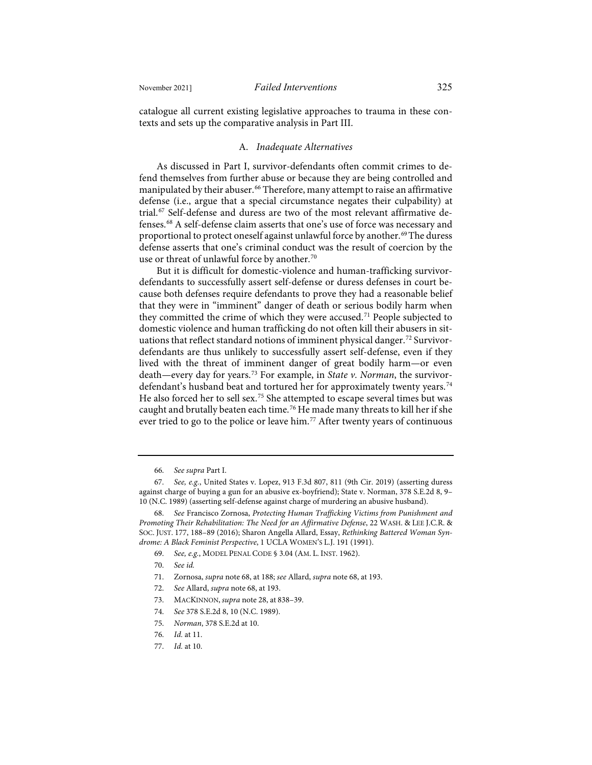catalogue all current existing legislative approaches to trauma in these contexts and sets up the comparative analysis in Part III.

### A. *Inadequate Alternatives*

As discussed in Part I, survivor-defendants often commit crimes to defend themselves from further abuse or because they are being controlled and manipulated by their abuser.[66] Therefore, many attempt to raise an affirmative defense (i.e., argue that a special circumstance negates their culpability) at trial.[67] Self-defense and duress are two of the most relevant affirmative defenses.[68] A self-defense claim asserts that one's use of force was necessary and proportional to protect oneself against unlawful force by another.[69] The duress defense asserts that one's criminal conduct was the result of coercion by the use or threat of unlawful force by another.[70]

But it is difficult for domestic-violence and human-trafficking survivor-defendants to successfully assert self-defense or duress defenses in court because both defenses require defendants to prove they had a reasonable belief that they were in "imminent" danger of death or serious bodily harm when they committed the crime of which they were accused.[71] People subjected to domestic violence and human trafficking do not often kill their abusers in situations that reflect standard notions of imminent physical danger.[72] Survivor-defendants are thus unlikely to successfully assert self-defense, even if they lived with the threat of imminent danger of great bodily harm—or even death—every day for years.[73] For example, in *State v. Norman*, the survivor-defendant's husband beat and tortured her for approximately twenty years.[74] He also forced her to sell sex.[75] She attempted to escape several times but was caught and brutally beaten each time.[76] He made many threats to kill her if she ever tried to go to the police or leave him.[77] After twenty years of continuous

---

66. *See supra* Part I.

67. *See, e.g.*, United States v. Lopez, 913 F.3d 807, 811 (9th Cir. 2019) (asserting duress against charge of buying a gun for an abusive ex-boyfriend); State v. Norman, 378 S.E.2d 8, 9–10 (N.C. 1989) (asserting self-defense against charge of murdering an abusive husband).

68. *See* Francisco Zornosa, *Protecting Human Trafficking Victims from Punishment and Promoting Their Rehabilitation: The Need for an Affirmative Defense*, 22 WASH. & LEE J.C.R. & SOC. JUST. 177, 188–89 (2016); Sharon Angella Allard, Essay, *Rethinking Battered Woman Syndrome: A Black Feminist Perspective*, 1 UCLA WOMEN'S L.J. 191 (1991).

69. *See, e.g.*, MODEL PENAL CODE § 3.04 (AM. L. INST. 1962).

70. *See id.*

71. Zornosa, *supra* note 68, at 188; *see* Allard, *supra* note 68, at 193.

72. *See* Allard, *supra* note 68, at 193.

73. MACKINNON, *supra* note 28, at 838–39.

74. *See* 378 S.E.2d 8, 10 (N.C. 1989).

75. *Norman*, 378 S.E.2d at 10.

76. *Id.* at 11.

77. *Id.* at 10.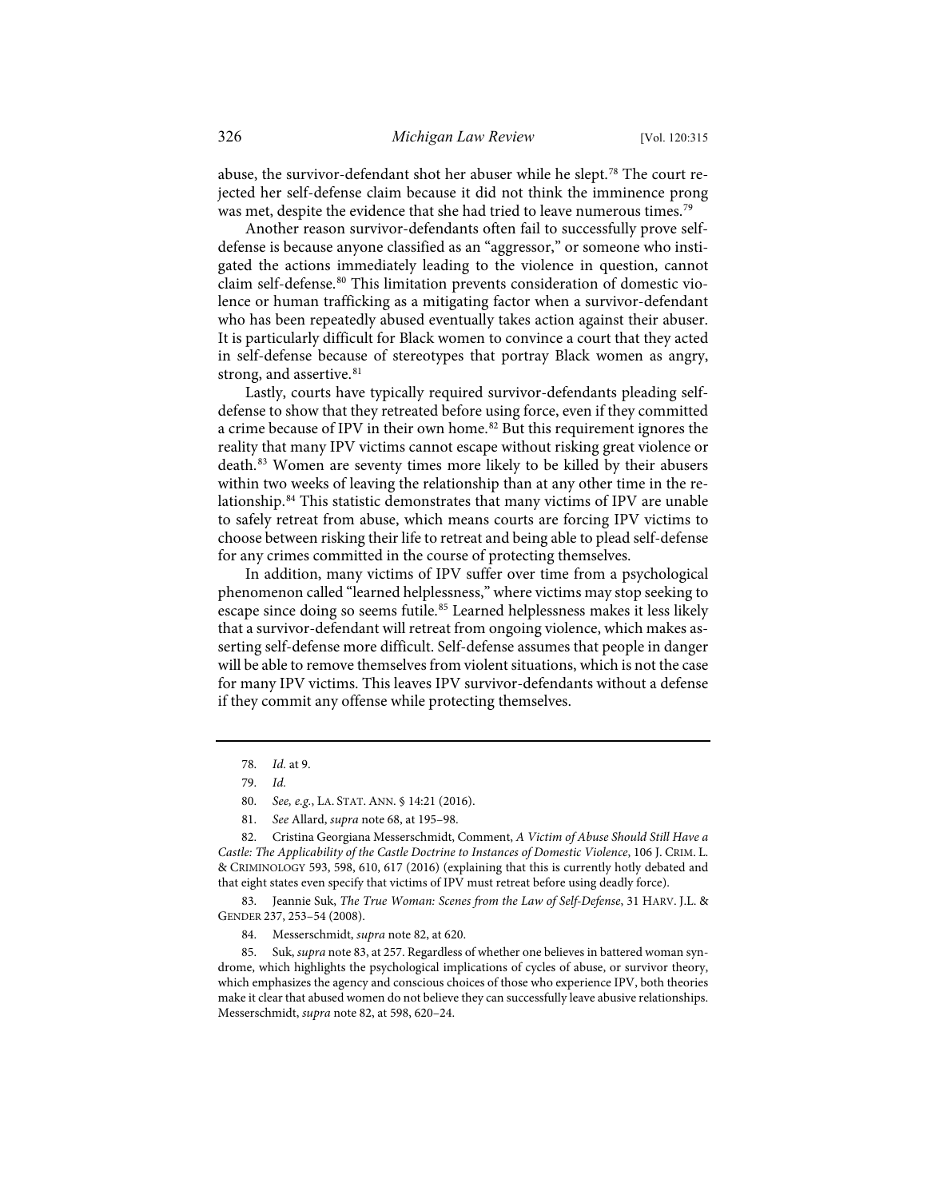abuse, the survivor-defendant shot her abuser while he slept.[78] The court rejected her self-defense claim because it did not think the imminence prong was met, despite the evidence that she had tried to leave numerous times.[79]

Another reason survivor-defendants often fail to successfully prove self-defense is because anyone classified as an "aggressor," or someone who instigated the actions immediately leading to the violence in question, cannot claim self-defense.[80] This limitation prevents consideration of domestic violence or human trafficking as a mitigating factor when a survivor-defendant who has been repeatedly abused eventually takes action against their abuser. It is particularly difficult for Black women to convince a court that they acted in self-defense because of stereotypes that portray Black women as angry, strong, and assertive.[81]

Lastly, courts have typically required survivor-defendants pleading self-defense to show that they retreated before using force, even if they committed a crime because of IPV in their own home.[82] But this requirement ignores the reality that many IPV victims cannot escape without risking great violence or death.[83] Women are seventy times more likely to be killed by their abusers within two weeks of leaving the relationship than at any other time in the relationship.[84] This statistic demonstrates that many victims of IPV are unable to safely retreat from abuse, which means courts are forcing IPV victims to choose between risking their life to retreat and being able to plead self-defense for any crimes committed in the course of protecting themselves.

In addition, many victims of IPV suffer over time from a psychological phenomenon called "learned helplessness," where victims may stop seeking to escape since doing so seems futile.[85] Learned helplessness makes it less likely that a survivor-defendant will retreat from ongoing violence, which makes asserting self-defense more difficult. Self-defense assumes that people in danger will be able to remove themselves from violent situations, which is not the case for many IPV victims. This leaves IPV survivor-defendants without a defense if they commit any offense while protecting themselves.

---

78. *Id.* at 9.

79. *Id.*

80. *See, e.g.*, LA. STAT. ANN. § 14:21 (2016).

81. *See* Allard, *supra* note 68, at 195–98.

82. Cristina Georgiana Messerschmidt, Comment, *A Victim of Abuse Should Still Have a Castle: The Applicability of the Castle Doctrine to Instances of Domestic Violence*, 106 J. CRIM. L. & CRIMINOLOGY 593, 598, 610, 617 (2016) (explaining that this is currently hotly debated and that eight states even specify that victims of IPV must retreat before using deadly force).

83. Jeannie Suk, *The True Woman: Scenes from the Law of Self-Defense*, 31 HARV. J.L. & GENDER 237, 253–54 (2008).

84. Messerschmidt, *supra* note 82, at 620.

85. Suk, *supra* note 83, at 257. Regardless of whether one believes in battered woman syndrome, which highlights the psychological implications of cycles of abuse, or survivor theory, which emphasizes the agency and conscious choices of those who experience IPV, both theories make it clear that abused women do not believe they can successfully leave abusive relationships. Messerschmidt, *supra* note 82, at 598, 620–24.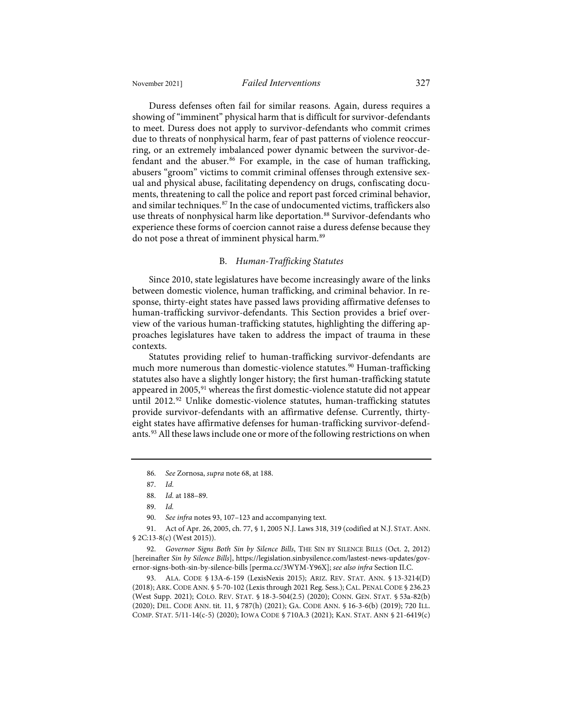Duress defenses often fail for similar reasons. Again, duress requires a showing of "imminent" physical harm that is difficult for survivor-defendants to meet. Duress does not apply to survivor-defendants who commit crimes due to threats of nonphysical harm, fear of past patterns of violence reoccurring, or an extremely imbalanced power dynamic between the survivor-defendant and the abuser.[86] For example, in the case of human trafficking, abusers "groom" victims to commit criminal offenses through extensive sexual and physical abuse, facilitating dependency on drugs, confiscating documents, threatening to call the police and report past forced criminal behavior, and similar techniques.[87] In the case of undocumented victims, traffickers also use threats of nonphysical harm like deportation.[88] Survivor-defendants who experience these forms of coercion cannot raise a duress defense because they do not pose a threat of imminent physical harm.[89]

### B. *Human-Trafficking Statutes*

Since 2010, state legislatures have become increasingly aware of the links between domestic violence, human trafficking, and criminal behavior. In response, thirty-eight states have passed laws providing affirmative defenses to human-trafficking survivor-defendants. This Section provides a brief overview of the various human-trafficking statutes, highlighting the differing approaches legislatures have taken to address the impact of trauma in these contexts.

Statutes providing relief to human-trafficking survivor-defendants are much more numerous than domestic-violence statutes.[90] Human-trafficking statutes also have a slightly longer history; the first human-trafficking statute appeared in 2005,[91] whereas the first domestic-violence statute did not appear until 2012.[92] Unlike domestic-violence statutes, human-trafficking statutes provide survivor-defendants with an affirmative defense. Currently, thirty-eight states have affirmative defenses for human-trafficking survivor-defendants.[93] All these laws include one or more of the following restrictions on when

---

86. *See* Zornosa, *supra* note 68, at 188.

87. *Id.*

88. *Id.* at 188–89.

89. *Id.*

90. *See infra* notes 93, 107–123 and accompanying text.

91. Act of Apr. 26, 2005, ch. 77, § 1, 2005 N.J. Laws 318, 319 (codified at N.J. STAT. ANN. § 2C:13-8(c) (West 2015)).

92. *Governor Signs Both Sin by Silence Bills*, THE SIN BY SILENCE BILLS (Oct. 2, 2012) [hereinafter *Sin by Silence Bills*], https://legislation.sinbysilence.com/lastest-news-updates/governor-signs-both-sin-by-silence-bills [perma.cc/3WYM-Y96X]; *see also infra* Section II.C.

93. ALA. CODE § 13A-6-159 (LexisNexis 2015); ARIZ. REV. STAT. ANN. § 13-3214(D) (2018); ARK. CODE ANN. § 5-70-102 (Lexis through 2021 Reg. Sess.); CAL. PENAL CODE § 236.23 (West Supp. 2021); COLO. REV. STAT. § 18-3-504(2.5) (2020); CONN. GEN. STAT. § 53a-82(b) (2020); DEL. CODE ANN. tit. 11, § 787(h) (2021); GA. CODE ANN. § 16-3-6(b) (2019); 720 ILL. COMP. STAT. 5/11-14(c-5) (2020); IOWA CODE § 710A.3 (2021); KAN. STAT. ANN § 21-6419(c)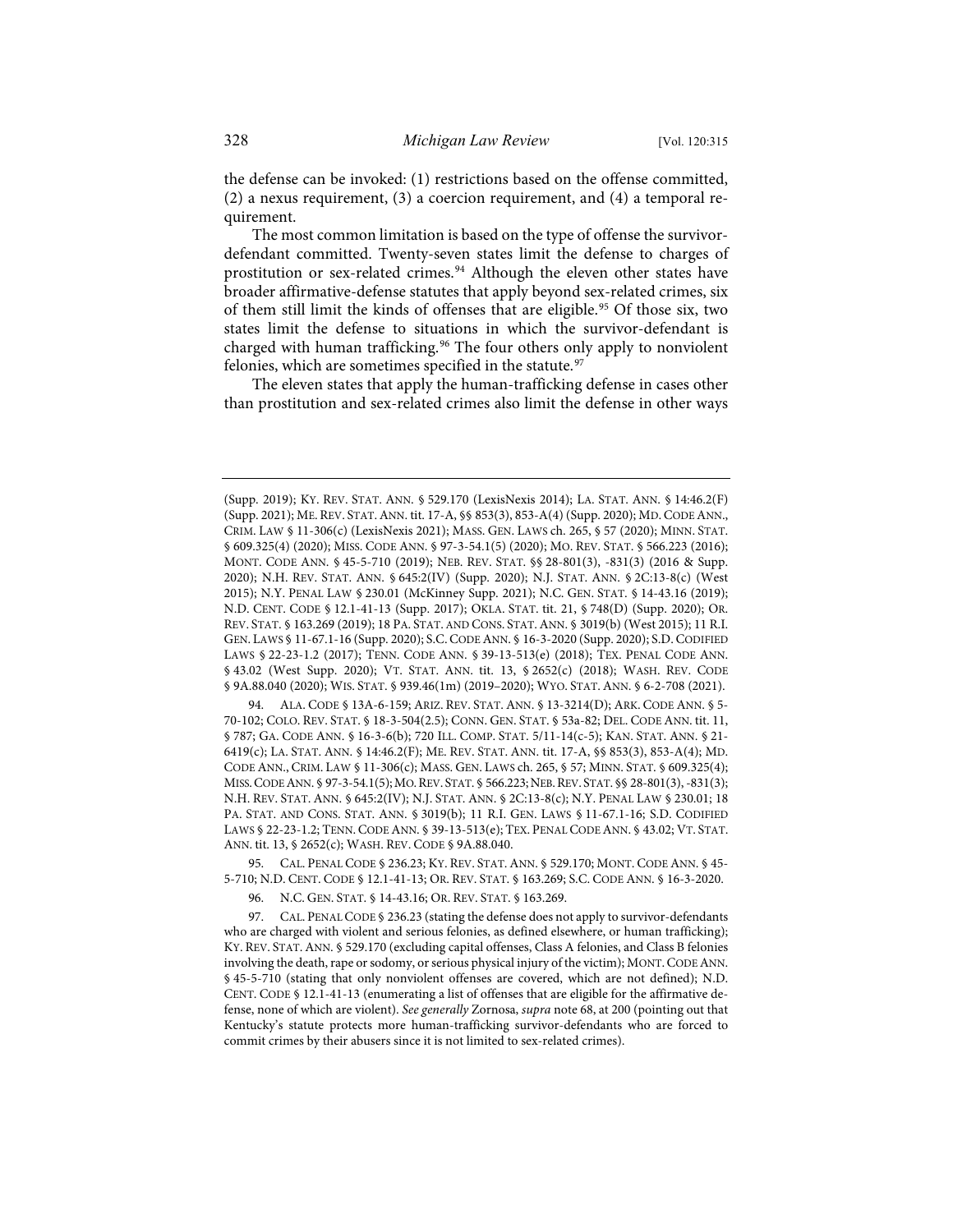the defense can be invoked: (1) restrictions based on the offense committed, (2) a nexus requirement, (3) a coercion requirement, and (4) a temporal requirement.

The most common limitation is based on the type of offense the survivor-defendant committed. Twenty-seven states limit the defense to charges of prostitution or sex-related crimes.[94] Although the eleven other states have broader affirmative-defense statutes that apply beyond sex-related crimes, six of them still limit the kinds of offenses that are eligible.[95] Of those six, two states limit the defense to situations in which the survivor-defendant is charged with human trafficking.[96] The four others only apply to nonviolent felonies, which are sometimes specified in the statute.[97]

The eleven states that apply the human-trafficking defense in cases other than prostitution and sex-related crimes also limit the defense in other ways

---

(Supp. 2019); KY. REV. STAT. ANN. § 529.170 (LexisNexis 2014); LA. STAT. ANN. § 14:46.2(F) (Supp. 2021); ME. REV. STAT. ANN. tit. 17-A, §§ 853(3), 853-A(4) (Supp. 2020); MD. CODE ANN., CRIM. LAW § 11-306(c) (LexisNexis 2021); MASS. GEN. LAWS ch. 265, § 57 (2020); MINN. STAT. § 609.325(4) (2020); MISS. CODE ANN. § 97-3-54.1(5) (2020); MO. REV. STAT. § 566.223 (2016); MONT. CODE ANN. § 45-5-710 (2019); NEB. REV. STAT. §§ 28-801(3), -831(3) (2016 & Supp. 2020); N.H. REV. STAT. ANN. § 645:2(IV) (Supp. 2020); N.J. STAT. ANN. § 2C:13-8(c) (West 2015); N.Y. PENAL LAW § 230.01 (McKinney Supp. 2021); N.C. GEN. STAT. § 14-43.16 (2019); N.D. CENT. CODE § 12.1-41-13 (Supp. 2017); OKLA. STAT. tit. 21, § 748(D) (Supp. 2020); OR. REV. STAT. § 163.269 (2019); 18 PA. STAT. AND CONS. STAT. ANN. § 3019(b) (West 2015); 11 R.I. GEN. LAWS § 11-67.1-16 (Supp. 2020); S.C. CODE ANN. § 16-3-2020 (Supp. 2020); S.D. CODIFIED LAWS § 22-23-1.2 (2017); TENN. CODE ANN. § 39-13-513(e) (2018); TEX. PENAL CODE ANN. § 43.02 (West Supp. 2020); VT. STAT. ANN. tit. 13, § 2652(c) (2018); WASH. REV. CODE § 9A.88.040 (2020); WIS. STAT. § 939.46(1m) (2019–2020); WYO. STAT. ANN. § 6-2-708 (2021).

94. ALA. CODE § 13A-6-159; ARIZ. REV. STAT. ANN. § 13-3214(D); ARK. CODE ANN. § 5-70-102; COLO. REV. STAT. § 18-3-504(2.5); CONN. GEN. STAT. § 53a-82; DEL. CODE ANN. tit. 11, § 787; GA. CODE ANN. § 16-3-6(b); 720 ILL. COMP. STAT. 5/11-14(c-5); KAN. STAT. ANN. § 21-6419(c); LA. STAT. ANN. § 14:46.2(F); ME. REV. STAT. ANN. tit. 17-A, §§ 853(3), 853-A(4); MD. CODE ANN., CRIM. LAW § 11-306(c); MASS. GEN. LAWS ch. 265, § 57; MINN. STAT. § 609.325(4); MISS. CODE ANN. § 97-3-54.1(5); MO. REV. STAT. § 566.223; NEB. REV. STAT. §§ 28-801(3), -831(3); N.H. REV. STAT. ANN. § 645:2(IV); N.J. STAT. ANN. § 2C:13-8(c); N.Y. PENAL LAW § 230.01; 18 PA. STAT. AND CONS. STAT. ANN. § 3019(b); 11 R.I. GEN. LAWS § 11-67.1-16; S.D. CODIFIED LAWS § 22-23-1.2; TENN. CODE ANN. § 39-13-513(e); TEX. PENAL CODE ANN. § 43.02; VT. STAT. ANN. tit. 13, § 2652(c); WASH. REV. CODE § 9A.88.040.

95. CAL. PENAL CODE § 236.23; KY. REV. STAT. ANN. § 529.170; MONT. CODE ANN. § 45-5-710; N.D. CENT. CODE § 12.1-41-13; OR. REV. STAT. § 163.269; S.C. CODE ANN. § 16-3-2020.

96. N.C. GEN. STAT. § 14-43.16; OR. REV. STAT. § 163.269.

97. CAL. PENAL CODE § 236.23 (stating the defense does not apply to survivor-defendants who are charged with violent and serious felonies, as defined elsewhere, or human trafficking); KY. REV. STAT. ANN. § 529.170 (excluding capital offenses, Class A felonies, and Class B felonies involving the death, rape or sodomy, or serious physical injury of the victim); MONT. CODE ANN. § 45-5-710 (stating that only nonviolent offenses are covered, which are not defined); N.D. CENT. CODE § 12.1-41-13 (enumerating a list of offenses that are eligible for the affirmative defense, none of which are violent). *See generally* Zornosa, *supra* note 68, at 200 (pointing out that Kentucky's statute protects more human-trafficking survivor-defendants who are forced to commit crimes by their abusers since it is not limited to sex-related crimes).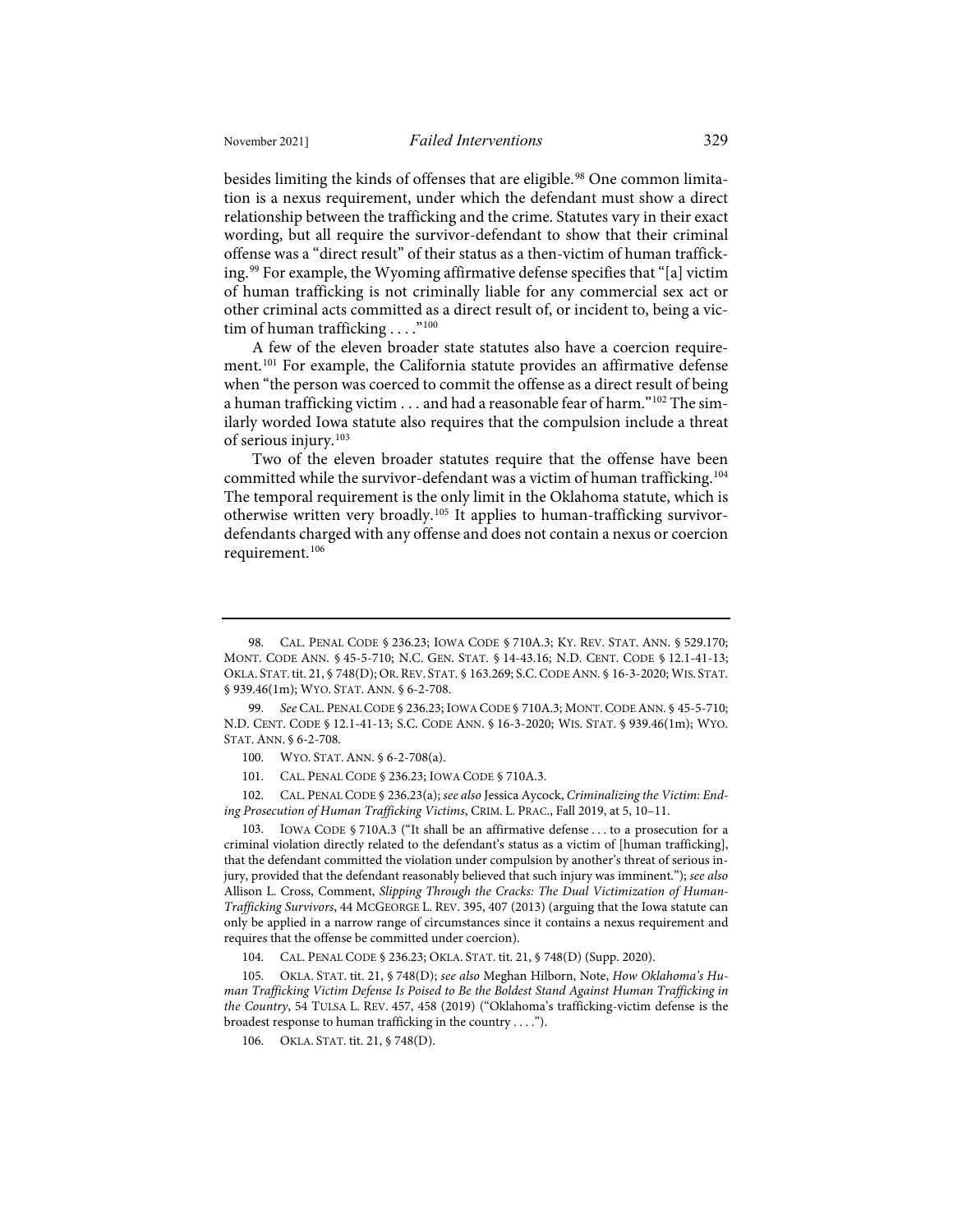besides limiting the kinds of offenses that are eligible.[98] One common limitation is a nexus requirement, under which the defendant must show a direct relationship between the trafficking and the crime. Statutes vary in their exact wording, but all require the survivor-defendant to show that their criminal offense was a "direct result" of their status as a then-victim of human trafficking.[99] For example, the Wyoming affirmative defense specifies that "[a] victim of human trafficking is not criminally liable for any commercial sex act or other criminal acts committed as a direct result of, or incident to, being a victim of human trafficking . . . ."[100]

A few of the eleven broader state statutes also have a coercion requirement.[101] For example, the California statute provides an affirmative defense when "the person was coerced to commit the offense as a direct result of being a human trafficking victim . . . and had a reasonable fear of harm."[102] The similarly worded Iowa statute also requires that the compulsion include a threat of serious injury.[103]

Two of the eleven broader statutes require that the offense have been committed while the survivor-defendant was a victim of human trafficking.[104] The temporal requirement is the only limit in the Oklahoma statute, which is otherwise written very broadly.[105] It applies to human-trafficking survivor-defendants charged with any offense and does not contain a nexus or coercion requirement.[106]

---

98. CAL. PENAL CODE § 236.23; IOWA CODE § 710A.3; KY. REV. STAT. ANN. § 529.170; MONT. CODE ANN. § 45-5-710; N.C. GEN. STAT. § 14-43.16; N.D. CENT. CODE § 12.1-41-13; OKLA. STAT. tit. 21, § 748(D); OR. REV. STAT. § 163.269; S.C. CODE ANN. § 16-3-2020; WIS. STAT. § 939.46(1m); WYO. STAT. ANN. § 6-2-708.

99. *See* CAL. PENAL CODE § 236.23; IOWA CODE § 710A.3; MONT. CODE ANN. § 45-5-710; N.D. CENT. CODE § 12.1-41-13; S.C. CODE ANN. § 16-3-2020; WIS. STAT. § 939.46(1m); WYO. STAT. ANN. § 6-2-708.

100. WYO. STAT. ANN. § 6-2-708(a).

101. CAL. PENAL CODE § 236.23; IOWA CODE § 710A.3.

102. CAL. PENAL CODE § 236.23(a); *see also* Jessica Aycock, *Criminalizing the Victim: Ending Prosecution of Human Trafficking Victims*, CRIM. L. PRAC., Fall 2019, at 5, 10–11.

103. IOWA CODE § 710A.3 ("It shall be an affirmative defense . . . to a prosecution for a criminal violation directly related to the defendant's status as a victim of [human trafficking], that the defendant committed the violation under compulsion by another's threat of serious injury, provided that the defendant reasonably believed that such injury was imminent."); *see also* Allison L. Cross, Comment, *Slipping Through the Cracks: The Dual Victimization of Human-Trafficking Survivors*, 44 MCGEORGE L. REV. 395, 407 (2013) (arguing that the Iowa statute can only be applied in a narrow range of circumstances since it contains a nexus requirement and requires that the offense be committed under coercion).

104. CAL. PENAL CODE § 236.23; OKLA. STAT. tit. 21, § 748(D) (Supp. 2020).

105. OKLA. STAT. tit. 21, § 748(D); *see also* Meghan Hilborn, Note, *How Oklahoma's Human Trafficking Victim Defense Is Poised to Be the Boldest Stand Against Human Trafficking in the Country*, 54 TULSA L. REV. 457, 458 (2019) ("Oklahoma's trafficking-victim defense is the broadest response to human trafficking in the country . . . .").

106. OKLA. STAT. tit. 21, § 748(D).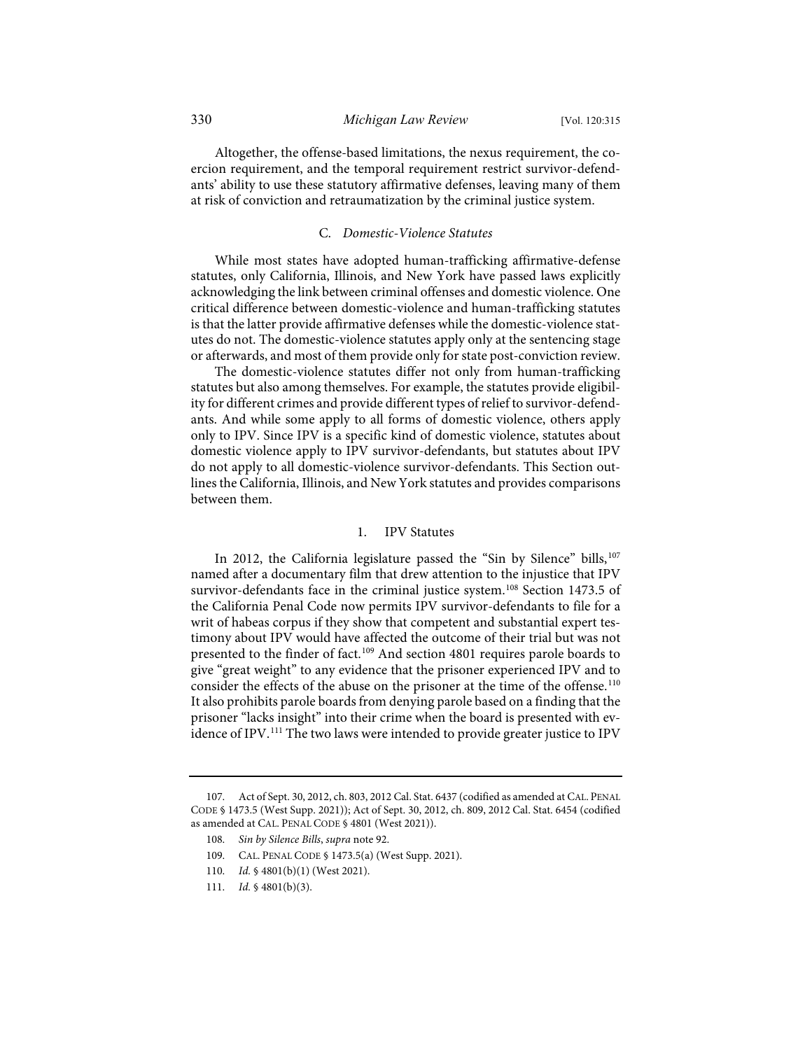Altogether, the offense-based limitations, the nexus requirement, the coercion requirement, and the temporal requirement restrict survivor-defendants' ability to use these statutory affirmative defenses, leaving many of them at risk of conviction and retraumatization by the criminal justice system.

### C. *Domestic-Violence Statutes*

While most states have adopted human-trafficking affirmative-defense statutes, only California, Illinois, and New York have passed laws explicitly acknowledging the link between criminal offenses and domestic violence. One critical difference between domestic-violence and human-trafficking statutes is that the latter provide affirmative defenses while the domestic-violence statutes do not. The domestic-violence statutes apply only at the sentencing stage or afterwards, and most of them provide only for state post-conviction review.

The domestic-violence statutes differ not only from human-trafficking statutes but also among themselves. For example, the statutes provide eligibility for different crimes and provide different types of relief to survivor-defendants. And while some apply to all forms of domestic violence, others apply only to IPV. Since IPV is a specific kind of domestic violence, statutes about domestic violence apply to IPV survivor-defendants, but statutes about IPV do not apply to all domestic-violence survivor-defendants. This Section outlines the California, Illinois, and New York statutes and provides comparisons between them.

#### 1. IPV Statutes

In 2012, the California legislature passed the "Sin by Silence" bills,[107] named after a documentary film that drew attention to the injustice that IPV survivor-defendants face in the criminal justice system.[108] Section 1473.5 of the California Penal Code now permits IPV survivor-defendants to file for a writ of habeas corpus if they show that competent and substantial expert testimony about IPV would have affected the outcome of their trial but was not presented to the finder of fact.[109] And section 4801 requires parole boards to give "great weight" to any evidence that the prisoner experienced IPV and to consider the effects of the abuse on the prisoner at the time of the offense.[110] It also prohibits parole boards from denying parole based on a finding that the prisoner "lacks insight" into their crime when the board is presented with evidence of IPV.[111] The two laws were intended to provide greater justice to IPV

---

107. Act of Sept. 30, 2012, ch. 803, 2012 Cal. Stat. 6437 (codified as amended at CAL. PENAL CODE § 1473.5 (West Supp. 2021)); Act of Sept. 30, 2012, ch. 809, 2012 Cal. Stat. 6454 (codified as amended at CAL. PENAL CODE § 4801 (West 2021)).

108. *Sin by Silence Bills*, *supra* note 92.

109. CAL. PENAL CODE § 1473.5(a) (West Supp. 2021).

110. *Id.* § 4801(b)(1) (West 2021).

111. *Id.* § 4801(b)(3).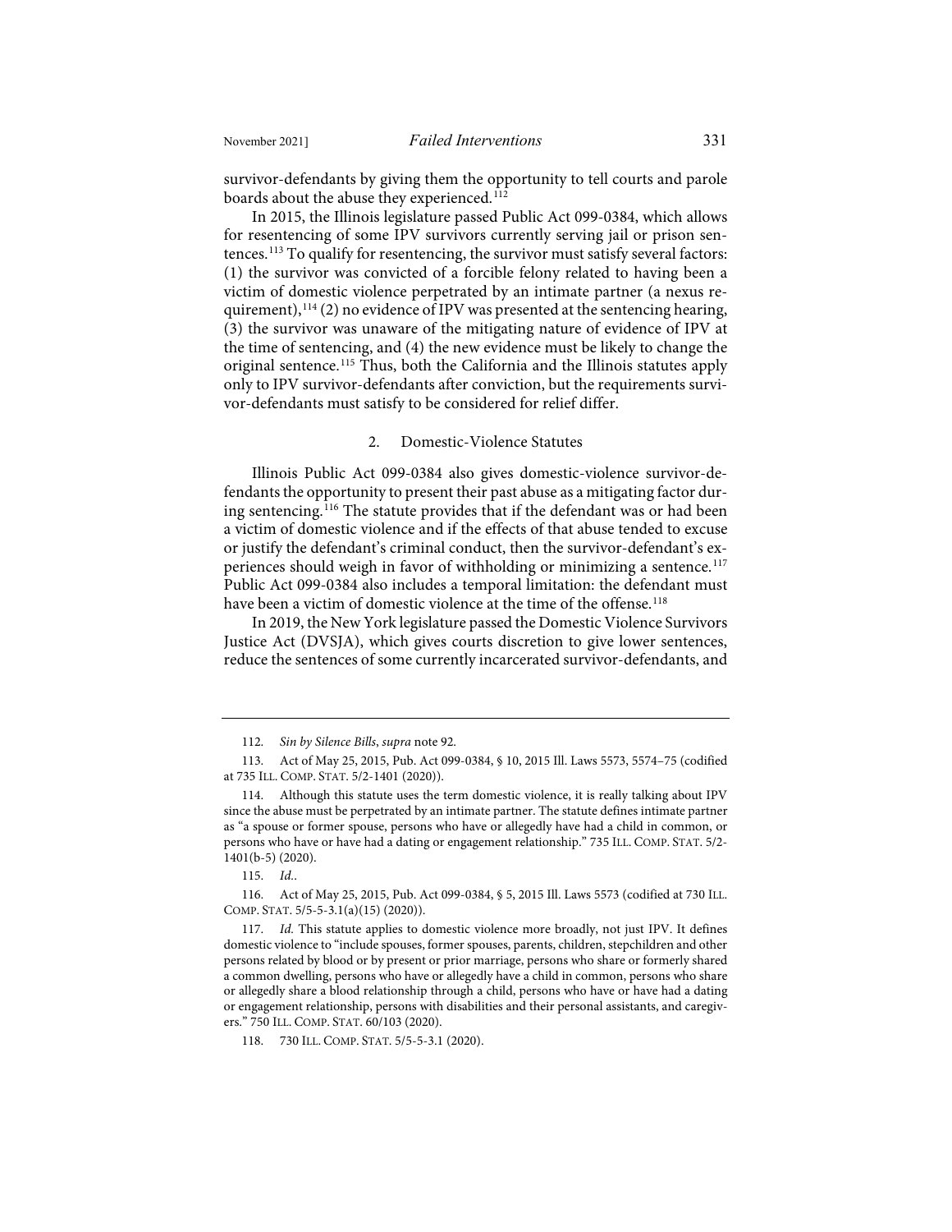survivor-defendants by giving them the opportunity to tell courts and parole boards about the abuse they experienced.[112]

In 2015, the Illinois legislature passed Public Act 099-0384, which allows for resentencing of some IPV survivors currently serving jail or prison sentences.[113] To qualify for resentencing, the survivor must satisfy several factors: (1) the survivor was convicted of a forcible felony related to having been a victim of domestic violence perpetrated by an intimate partner (a nexus requirement),[114] (2) no evidence of IPV was presented at the sentencing hearing, (3) the survivor was unaware of the mitigating nature of evidence of IPV at the time of sentencing, and (4) the new evidence must be likely to change the original sentence.[115] Thus, both the California and the Illinois statutes apply only to IPV survivor-defendants after conviction, but the requirements survivor-defendants must satisfy to be considered for relief differ.

### 2. Domestic-Violence Statutes

Illinois Public Act 099-0384 also gives domestic-violence survivor-defendants the opportunity to present their past abuse as a mitigating factor during sentencing.[116] The statute provides that if the defendant was or had been a victim of domestic violence and if the effects of that abuse tended to excuse or justify the defendant's criminal conduct, then the survivor-defendant's experiences should weigh in favor of withholding or minimizing a sentence.[117] Public Act 099-0384 also includes a temporal limitation: the defendant must have been a victim of domestic violence at the time of the offense.[118]

In 2019, the New York legislature passed the Domestic Violence Survivors Justice Act (DVSJA), which gives courts discretion to give lower sentences, reduce the sentences of some currently incarcerated survivor-defendants, and

---

112. *Sin by Silence Bills*, *supra* note 92.

113. Act of May 25, 2015, Pub. Act 099-0384, § 10, 2015 Ill. Laws 5573, 5574–75 (codified at 735 ILL. COMP. STAT. 5/2-1401 (2020)).

114. Although this statute uses the term domestic violence, it is really talking about IPV since the abuse must be perpetrated by an intimate partner. The statute defines intimate partner as "a spouse or former spouse, persons who have or allegedly have had a child in common, or persons who have or have had a dating or engagement relationship." 735 ILL. COMP. STAT. 5/2-1401(b-5) (2020).

115. *Id.*.

116. Act of May 25, 2015, Pub. Act 099-0384, § 5, 2015 Ill. Laws 5573 (codified at 730 ILL. COMP. STAT. 5/5-5-3.1(a)(15) (2020)).

117. *Id.* This statute applies to domestic violence more broadly, not just IPV. It defines domestic violence to "include spouses, former spouses, parents, children, stepchildren and other persons related by blood or by present or prior marriage, persons who share or formerly shared a common dwelling, persons who have or allegedly have a child in common, persons who share or allegedly share a blood relationship through a child, persons who have or have had a dating or engagement relationship, persons with disabilities and their personal assistants, and caregivers." 750 ILL. COMP. STAT. 60/103 (2020).

118. 730 ILL. COMP. STAT. 5/5-5-3.1 (2020).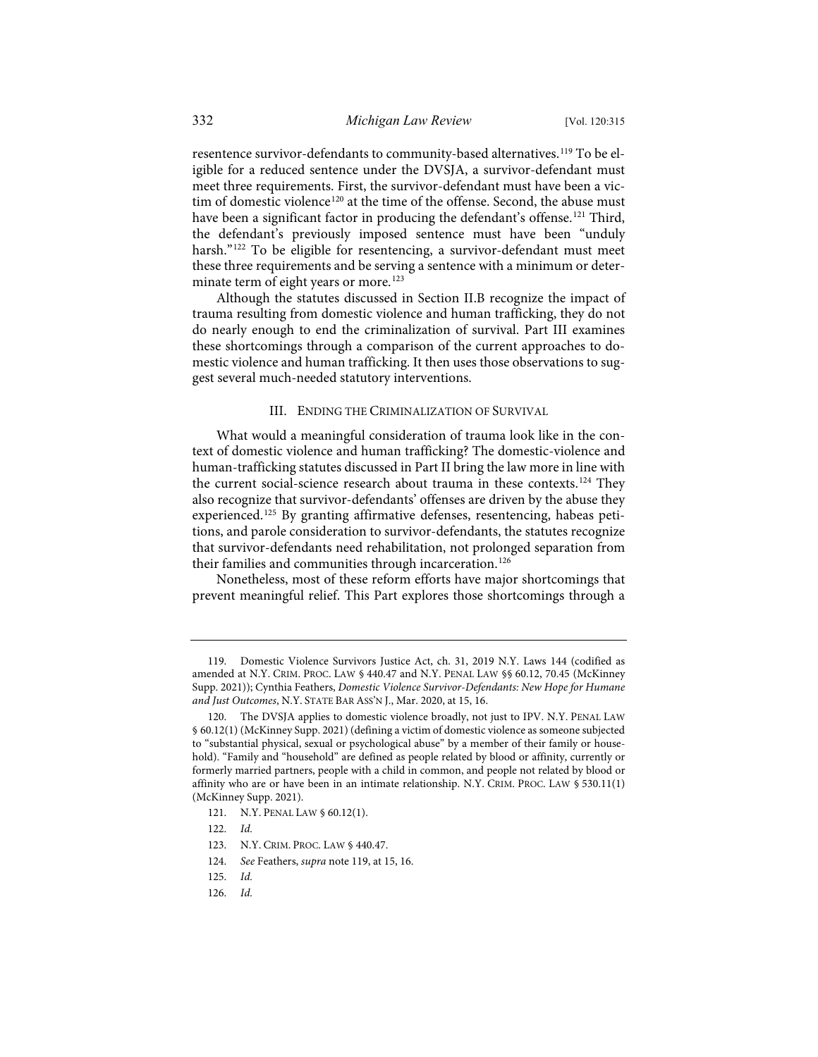resentence survivor-defendants to community-based alternatives.[119] To be eligible for a reduced sentence under the DVSJA, a survivor-defendant must meet three requirements. First, the survivor-defendant must have been a victim of domestic violence[120] at the time of the offense. Second, the abuse must have been a significant factor in producing the defendant's offense.[121] Third, the defendant's previously imposed sentence must have been "unduly harsh."[122] To be eligible for resentencing, a survivor-defendant must meet these three requirements and be serving a sentence with a minimum or determinate term of eight years or more.[123]

Although the statutes discussed in Section II.B recognize the impact of trauma resulting from domestic violence and human trafficking, they do not do nearly enough to end the criminalization of survival. Part III examines these shortcomings through a comparison of the current approaches to domestic violence and human trafficking. It then uses those observations to suggest several much-needed statutory interventions.

## III. ENDING THE CRIMINALIZATION OF SURVIVAL

What would a meaningful consideration of trauma look like in the context of domestic violence and human trafficking? The domestic-violence and human-trafficking statutes discussed in Part II bring the law more in line with the current social-science research about trauma in these contexts.[124] They also recognize that survivor-defendants' offenses are driven by the abuse they experienced.[125] By granting affirmative defenses, resentencing, habeas petitions, and parole consideration to survivor-defendants, the statutes recognize that survivor-defendants need rehabilitation, not prolonged separation from their families and communities through incarceration.[126]

Nonetheless, most of these reform efforts have major shortcomings that prevent meaningful relief. This Part explores those shortcomings through a

---

119. Domestic Violence Survivors Justice Act, ch. 31, 2019 N.Y. Laws 144 (codified as amended at N.Y. CRIM. PROC. LAW § 440.47 and N.Y. PENAL LAW §§ 60.12, 70.45 (McKinney Supp. 2021)); Cynthia Feathers, *Domestic Violence Survivor-Defendants: New Hope for Humane and Just Outcomes*, N.Y. STATE BAR ASS'N J., Mar. 2020, at 15, 16.

120. The DVSJA applies to domestic violence broadly, not just to IPV. N.Y. PENAL LAW § 60.12(1) (McKinney Supp. 2021) (defining a victim of domestic violence as someone subjected to "substantial physical, sexual or psychological abuse" by a member of their family or household). "Family and "household" are defined as people related by blood or affinity, currently or formerly married partners, people with a child in common, and people not related by blood or affinity who are or have been in an intimate relationship. N.Y. CRIM. PROC. LAW § 530.11(1) (McKinney Supp. 2021).

121. N.Y. PENAL LAW § 60.12(1).

122. *Id.*

123. N.Y. CRIM. PROC. LAW § 440.47.

124. *See* Feathers, *supra* note 119, at 15, 16.

125. *Id.*

126. *Id.*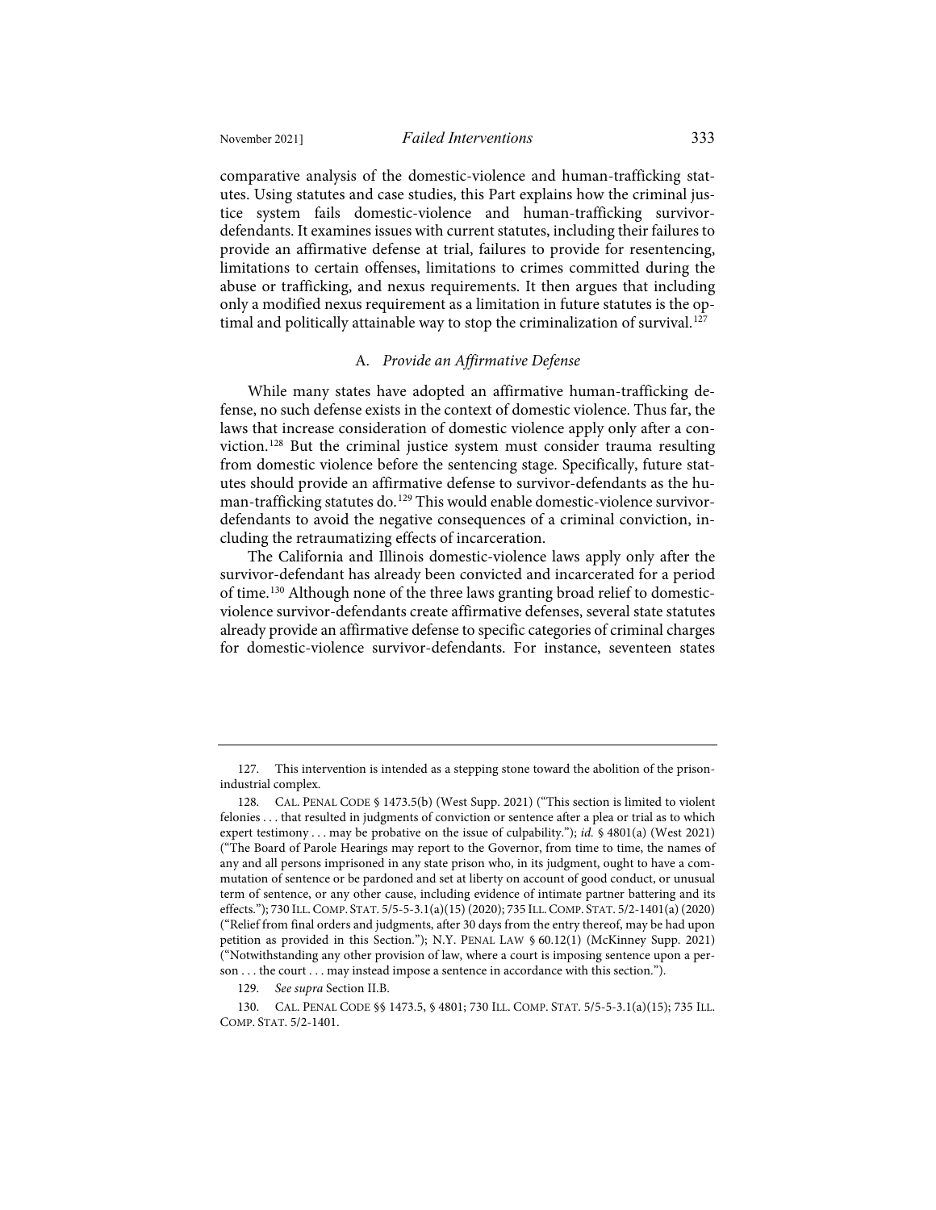comparative analysis of the domestic-violence and human-trafficking statutes. Using statutes and case studies, this Part explains how the criminal justice system fails domestic-violence and human-trafficking survivor-defendants. It examines issues with current statutes, including their failures to provide an affirmative defense at trial, failures to provide for resentencing, limitations to certain offenses, limitations to crimes committed during the abuse or trafficking, and nexus requirements. It then argues that including only a modified nexus requirement as a limitation in future statutes is the optimal and politically attainable way to stop the criminalization of survival.[127]

### A. *Provide an Affirmative Defense*

While many states have adopted an affirmative human-trafficking defense, no such defense exists in the context of domestic violence. Thus far, the laws that increase consideration of domestic violence apply only after a conviction.[128] But the criminal justice system must consider trauma resulting from domestic violence before the sentencing stage. Specifically, future statutes should provide an affirmative defense to survivor-defendants as the human-trafficking statutes do.[129] This would enable domestic-violence survivor-defendants to avoid the negative consequences of a criminal conviction, including the retraumatizing effects of incarceration.

The California and Illinois domestic-violence laws apply only after the survivor-defendant has already been convicted and incarcerated for a period of time.[130] Although none of the three laws granting broad relief to domestic-violence survivor-defendants create affirmative defenses, several state statutes already provide an affirmative defense to specific categories of criminal charges for domestic-violence survivor-defendants. For instance, seventeen states

---

127. This intervention is intended as a stepping stone toward the abolition of the prison-industrial complex.

128. CAL. PENAL CODE § 1473.5(b) (West Supp. 2021) ("This section is limited to violent felonies . . . that resulted in judgments of conviction or sentence after a plea or trial as to which expert testimony . . . may be probative on the issue of culpability."); *id.* § 4801(a) (West 2021) ("The Board of Parole Hearings may report to the Governor, from time to time, the names of any and all persons imprisoned in any state prison who, in its judgment, ought to have a commutation of sentence or be pardoned and set at liberty on account of good conduct, or unusual term of sentence, or any other cause, including evidence of intimate partner battering and its effects."); 730 ILL. COMP. STAT. 5/5-5-3.1(a)(15) (2020); 735 ILL. COMP. STAT. 5/2-1401(a) (2020) ("Relief from final orders and judgments, after 30 days from the entry thereof, may be had upon petition as provided in this Section."); N.Y. PENAL LAW § 60.12(1) (McKinney Supp. 2021) ("Notwithstanding any other provision of law, where a court is imposing sentence upon a person . . . the court . . . may instead impose a sentence in accordance with this section.").

129. *See supra* Section II.B.

130. CAL. PENAL CODE §§ 1473.5, § 4801; 730 ILL. COMP. STAT. 5/5-5-3.1(a)(15); 735 ILL. COMP. STAT. 5/2-1401.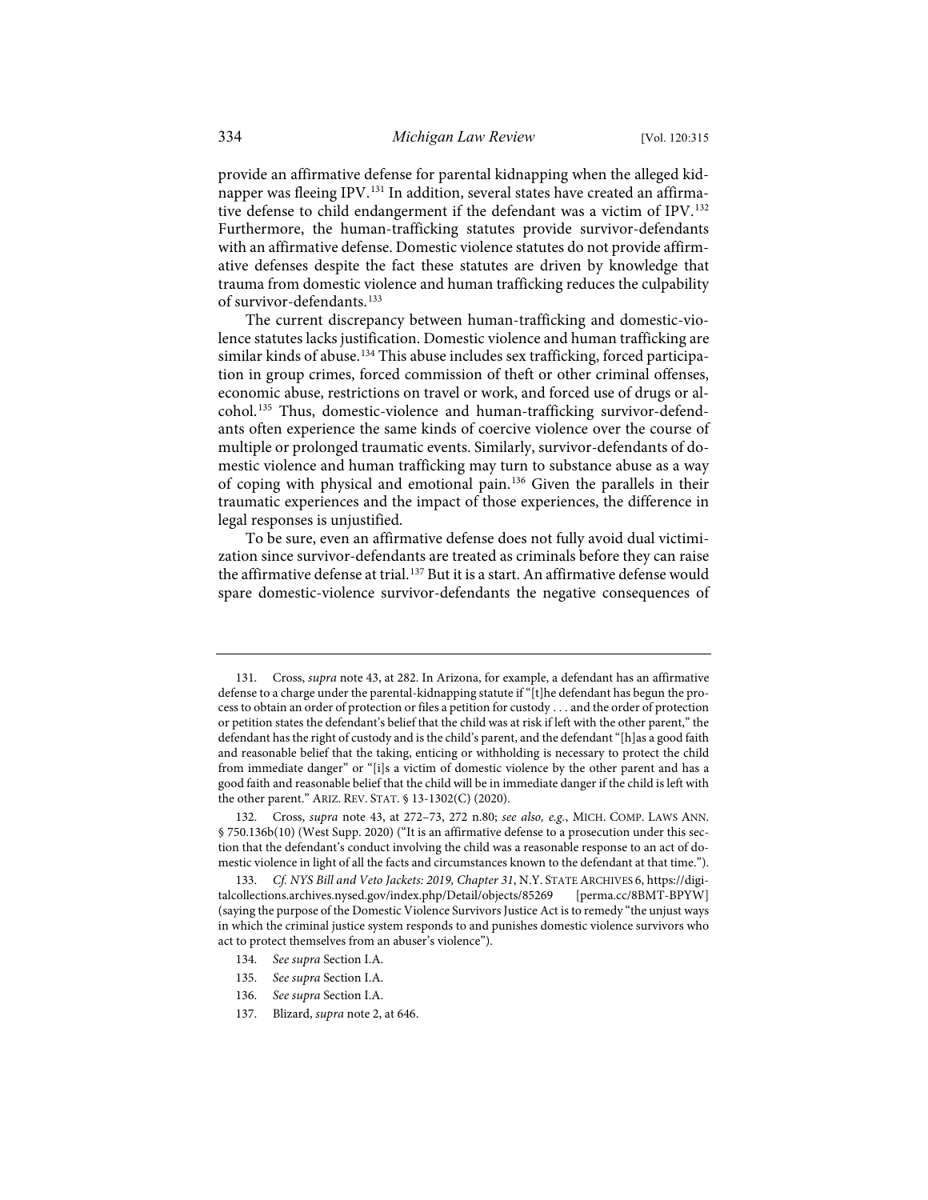provide an affirmative defense for parental kidnapping when the alleged kidnapper was fleeing IPV.[131] In addition, several states have created an affirmative defense to child endangerment if the defendant was a victim of IPV.[132] Furthermore, the human-trafficking statutes provide survivor-defendants with an affirmative defense. Domestic violence statutes do not provide affirmative defenses despite the fact these statutes are driven by knowledge that trauma from domestic violence and human trafficking reduces the culpability of survivor-defendants.[133]

The current discrepancy between human-trafficking and domestic-violence statutes lacks justification. Domestic violence and human trafficking are similar kinds of abuse.[134] This abuse includes sex trafficking, forced participation in group crimes, forced commission of theft or other criminal offenses, economic abuse, restrictions on travel or work, and forced use of drugs or alcohol.[135] Thus, domestic-violence and human-trafficking survivor-defendants often experience the same kinds of coercive violence over the course of multiple or prolonged traumatic events. Similarly, survivor-defendants of domestic violence and human trafficking may turn to substance abuse as a way of coping with physical and emotional pain.[136] Given the parallels in their traumatic experiences and the impact of those experiences, the difference in legal responses is unjustified.

To be sure, even an affirmative defense does not fully avoid dual victimization since survivor-defendants are treated as criminals before they can raise the affirmative defense at trial.[137] But it is a start. An affirmative defense would spare domestic-violence survivor-defendants the negative consequences of

---

131. Cross, *supra* note 43, at 282. In Arizona, for example, a defendant has an affirmative defense to a charge under the parental-kidnapping statute if "[t]he defendant has begun the process to obtain an order of protection or files a petition for custody . . . and the order of protection or petition states the defendant's belief that the child was at risk if left with the other parent," the defendant has the right of custody and is the child's parent, and the defendant "[h]as a good faith and reasonable belief that the taking, enticing or withholding is necessary to protect the child from immediate danger" or "[i]s a victim of domestic violence by the other parent and has a good faith and reasonable belief that the child will be in immediate danger if the child is left with the other parent." ARIZ. REV. STAT. § 13-1302(C) (2020).

132. Cross, *supra* note 43, at 272–73, 272 n.80; *see also, e.g.*, MICH. COMP. LAWS ANN. § 750.136b(10) (West Supp. 2020) ("It is an affirmative defense to a prosecution under this section that the defendant's conduct involving the child was a reasonable response to an act of domestic violence in light of all the facts and circumstances known to the defendant at that time.").

133. *Cf. NYS Bill and Veto Jackets: 2019, Chapter 31*, N.Y. STATE ARCHIVES 6, https://digitalcollections.archives.nysed.gov/index.php/Detail/objects/85269 [perma.cc/8BMT-BPYW] (saying the purpose of the Domestic Violence Survivors Justice Act is to remedy "the unjust ways in which the criminal justice system responds to and punishes domestic violence survivors who act to protect themselves from an abuser's violence").

134. *See supra* Section I.A.

135. *See supra* Section I.A.

136. *See supra* Section I.A.

137. Blizard, *supra* note 2, at 646.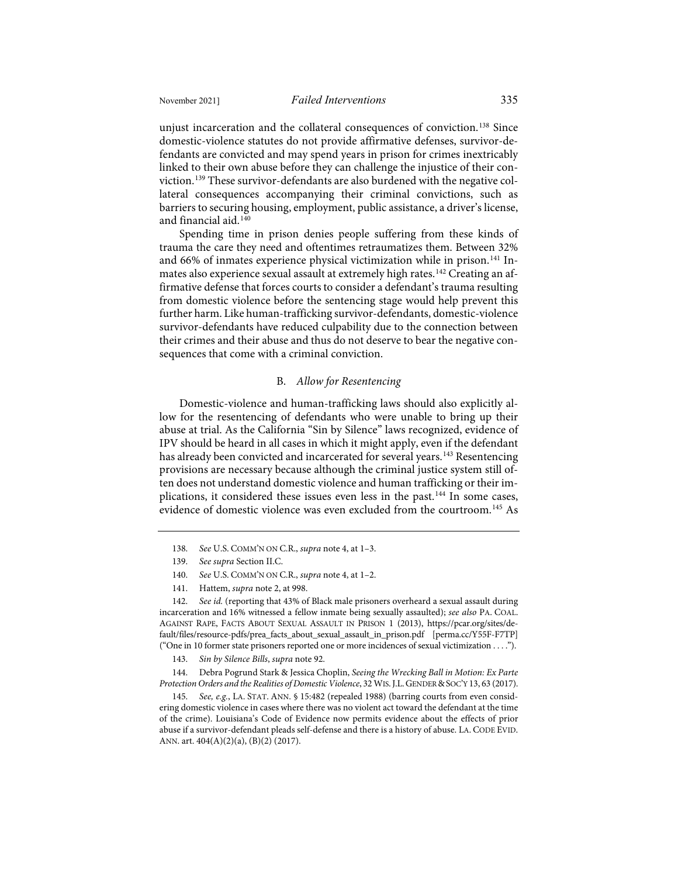unjust incarceration and the collateral consequences of conviction.[138] Since domestic-violence statutes do not provide affirmative defenses, survivor-defendants are convicted and may spend years in prison for crimes inextricably linked to their own abuse before they can challenge the injustice of their conviction.[139] These survivor-defendants are also burdened with the negative collateral consequences accompanying their criminal convictions, such as barriers to securing housing, employment, public assistance, a driver's license, and financial aid.[140]

Spending time in prison denies people suffering from these kinds of trauma the care they need and oftentimes retraumatizes them. Between 32% and 66% of inmates experience physical victimization while in prison.[141] Inmates also experience sexual assault at extremely high rates.[142] Creating an affirmative defense that forces courts to consider a defendant's trauma resulting from domestic violence before the sentencing stage would help prevent this further harm. Like human-trafficking survivor-defendants, domestic-violence survivor-defendants have reduced culpability due to the connection between their crimes and their abuse and thus do not deserve to bear the negative consequences that come with a criminal conviction.

### B. *Allow for Resentencing*

Domestic-violence and human-trafficking laws should also explicitly allow for the resentencing of defendants who were unable to bring up their abuse at trial. As the California "Sin by Silence" laws recognized, evidence of IPV should be heard in all cases in which it might apply, even if the defendant has already been convicted and incarcerated for several years.[143] Resentencing provisions are necessary because although the criminal justice system still often does not understand domestic violence and human trafficking or their implications, it considered these issues even less in the past.[144] In some cases, evidence of domestic violence was even excluded from the courtroom.[145] As

---

138. *See* U.S. COMM'N ON C.R., *supra* note 4, at 1–3.

139. *See supra* Section II.C.

140. *See* U.S. COMM'N ON C.R., *supra* note 4, at 1–2.

141. Hattem, *supra* note 2, at 998.

142. *See id.* (reporting that 43% of Black male prisoners overheard a sexual assault during incarceration and 16% witnessed a fellow inmate being sexually assaulted); *see also* PA. COAL. AGAINST RAPE, FACTS ABOUT SEXUAL ASSAULT IN PRISON 1 (2013), https://pcar.org/sites/default/files/resource-pdfs/prea_facts_about_sexual_assault_in_prison.pdf [perma.cc/Y55F-F7TP] ("One in 10 former state prisoners reported one or more incidences of sexual victimization . . . .").

143. *Sin by Silence Bills*, *supra* note 92.

144. Debra Pogrund Stark & Jessica Choplin, *Seeing the Wrecking Ball in Motion: Ex Parte Protection Orders and the Realities of Domestic Violence*, 32 WIS. J.L. GENDER & SOC'Y 13, 63 (2017).

145. *See, e.g.*, LA. STAT. ANN. § 15:482 (repealed 1988) (barring courts from even considering domestic violence in cases where there was no violent act toward the defendant at the time of the crime). Louisiana's Code of Evidence now permits evidence about the effects of prior abuse if a survivor-defendant pleads self-defense and there is a history of abuse. LA. CODE EVID. ANN. art. 404(A)(2)(a), (B)(2) (2017).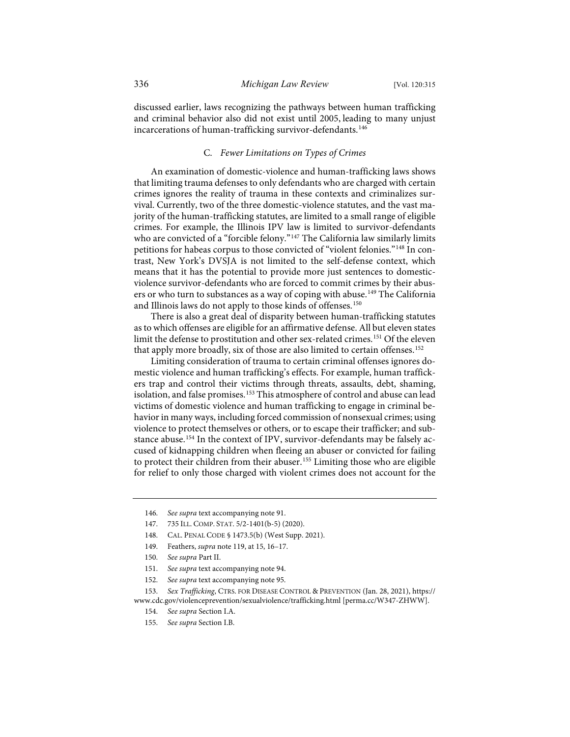discussed earlier, laws recognizing the pathways between human trafficking and criminal behavior also did not exist until 2005, leading to many unjust incarcerations of human-trafficking survivor-defendants.[146]

### C. *Fewer Limitations on Types of Crimes*

An examination of domestic-violence and human-trafficking laws shows that limiting trauma defenses to only defendants who are charged with certain crimes ignores the reality of trauma in these contexts and criminalizes survival. Currently, two of the three domestic-violence statutes, and the vast majority of the human-trafficking statutes, are limited to a small range of eligible crimes. For example, the Illinois IPV law is limited to survivor-defendants who are convicted of a "forcible felony."[147] The California law similarly limits petitions for habeas corpus to those convicted of "violent felonies."[148] In contrast, New York's DVSJA is not limited to the self-defense context, which means that it has the potential to provide more just sentences to domestic-violence survivor-defendants who are forced to commit crimes by their abusers or who turn to substances as a way of coping with abuse.[149] The California and Illinois laws do not apply to those kinds of offenses.[150]

There is also a great deal of disparity between human-trafficking statutes as to which offenses are eligible for an affirmative defense. All but eleven states limit the defense to prostitution and other sex-related crimes.[151] Of the eleven that apply more broadly, six of those are also limited to certain offenses.[152]

Limiting consideration of trauma to certain criminal offenses ignores domestic violence and human trafficking's effects. For example, human traffickers trap and control their victims through threats, assaults, debt, shaming, isolation, and false promises.[153] This atmosphere of control and abuse can lead victims of domestic violence and human trafficking to engage in criminal behavior in many ways, including forced commission of nonsexual crimes; using violence to protect themselves or others, or to escape their trafficker; and substance abuse.[154] In the context of IPV, survivor-defendants may be falsely accused of kidnapping children when fleeing an abuser or convicted for failing to protect their children from their abuser.[155] Limiting those who are eligible for relief to only those charged with violent crimes does not account for the

---

146. *See supra* text accompanying note 91.

147. 735 ILL. COMP. STAT. 5/2-1401(b-5) (2020).

148. CAL. PENAL CODE § 1473.5(b) (West Supp. 2021).

149. Feathers, *supra* note 119, at 15, 16–17.

150. *See supra* Part II.

151. *See supra* text accompanying note 94.

152. *See supra* text accompanying note 95.

153. *Sex Trafficking*, CTRS. FOR DISEASE CONTROL & PREVENTION (Jan. 28, 2021), https://www.cdc.gov/violenceprevention/sexualviolence/trafficking.html [perma.cc/W347-ZHWW].

154. *See supra* Section I.A.

155. *See supra* Section I.B.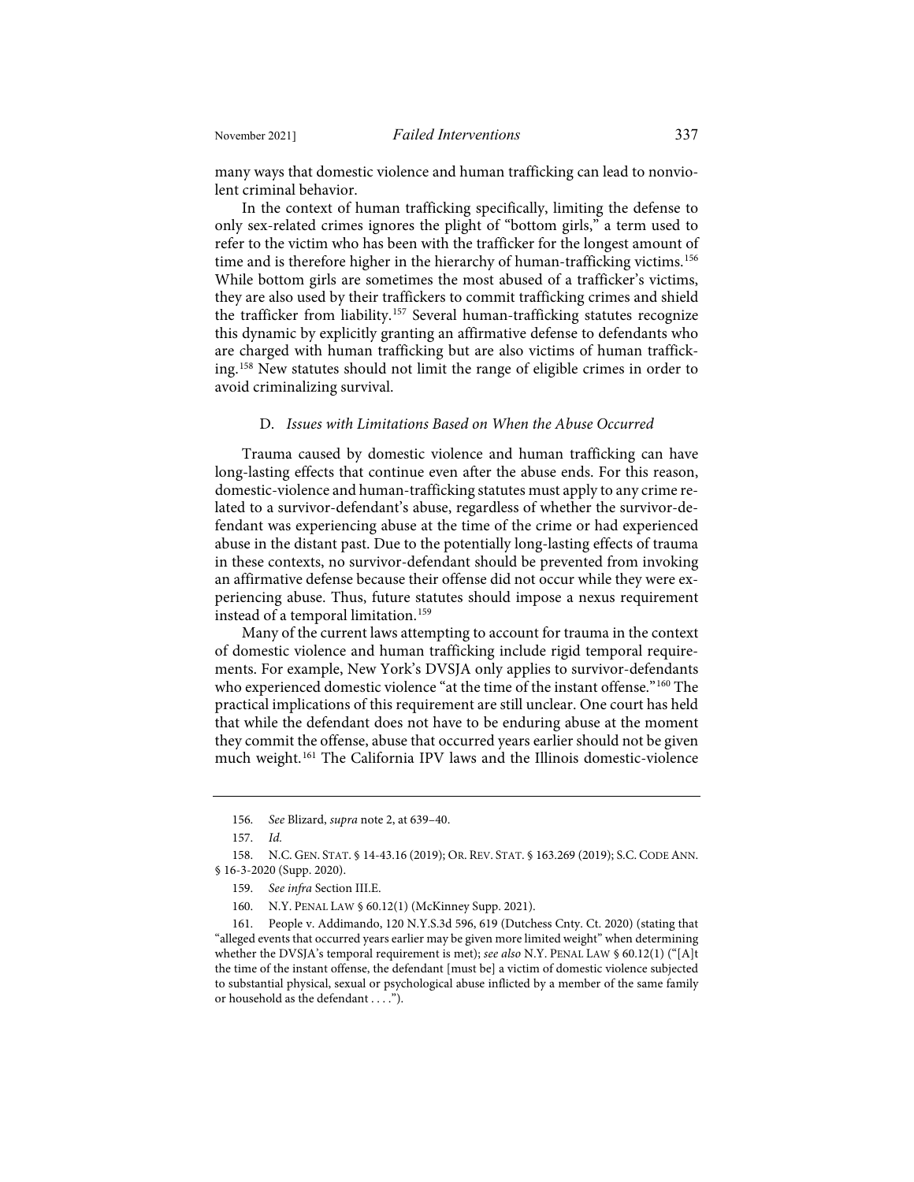many ways that domestic violence and human trafficking can lead to nonviolent criminal behavior.

In the context of human trafficking specifically, limiting the defense to only sex-related crimes ignores the plight of "bottom girls," a term used to refer to the victim who has been with the trafficker for the longest amount of time and is therefore higher in the hierarchy of human-trafficking victims.[156] While bottom girls are sometimes the most abused of a trafficker's victims, they are also used by their traffickers to commit trafficking crimes and shield the trafficker from liability.[157] Several human-trafficking statutes recognize this dynamic by explicitly granting an affirmative defense to defendants who are charged with human trafficking but are also victims of human trafficking.[158] New statutes should not limit the range of eligible crimes in order to avoid criminalizing survival.

### D. *Issues with Limitations Based on When the Abuse Occurred*

Trauma caused by domestic violence and human trafficking can have long-lasting effects that continue even after the abuse ends. For this reason, domestic-violence and human-trafficking statutes must apply to any crime related to a survivor-defendant's abuse, regardless of whether the survivor-defendant was experiencing abuse at the time of the crime or had experienced abuse in the distant past. Due to the potentially long-lasting effects of trauma in these contexts, no survivor-defendant should be prevented from invoking an affirmative defense because their offense did not occur while they were experiencing abuse. Thus, future statutes should impose a nexus requirement instead of a temporal limitation.[159]

Many of the current laws attempting to account for trauma in the context of domestic violence and human trafficking include rigid temporal requirements. For example, New York's DVSJA only applies to survivor-defendants who experienced domestic violence "at the time of the instant offense."[160] The practical implications of this requirement are still unclear. One court has held that while the defendant does not have to be enduring abuse at the moment they commit the offense, abuse that occurred years earlier should not be given much weight.[161] The California IPV laws and the Illinois domestic-violence

---

156. *See* Blizard, *supra* note 2, at 639–40.

157. *Id.*

158. N.C. GEN. STAT. § 14-43.16 (2019); OR. REV. STAT. § 163.269 (2019); S.C. CODE ANN. § 16-3-2020 (Supp. 2020).

159. *See infra* Section III.E.

160. N.Y. PENAL LAW § 60.12(1) (McKinney Supp. 2021).

161. People v. Addimando, 120 N.Y.S.3d 596, 619 (Dutchess Cnty. Ct. 2020) (stating that "alleged events that occurred years earlier may be given more limited weight" when determining whether the DVSJA's temporal requirement is met); *see also* N.Y. PENAL LAW § 60.12(1) ("[A]t the time of the instant offense, the defendant [must be] a victim of domestic violence subjected to substantial physical, sexual or psychological abuse inflicted by a member of the same family or household as the defendant . . . .").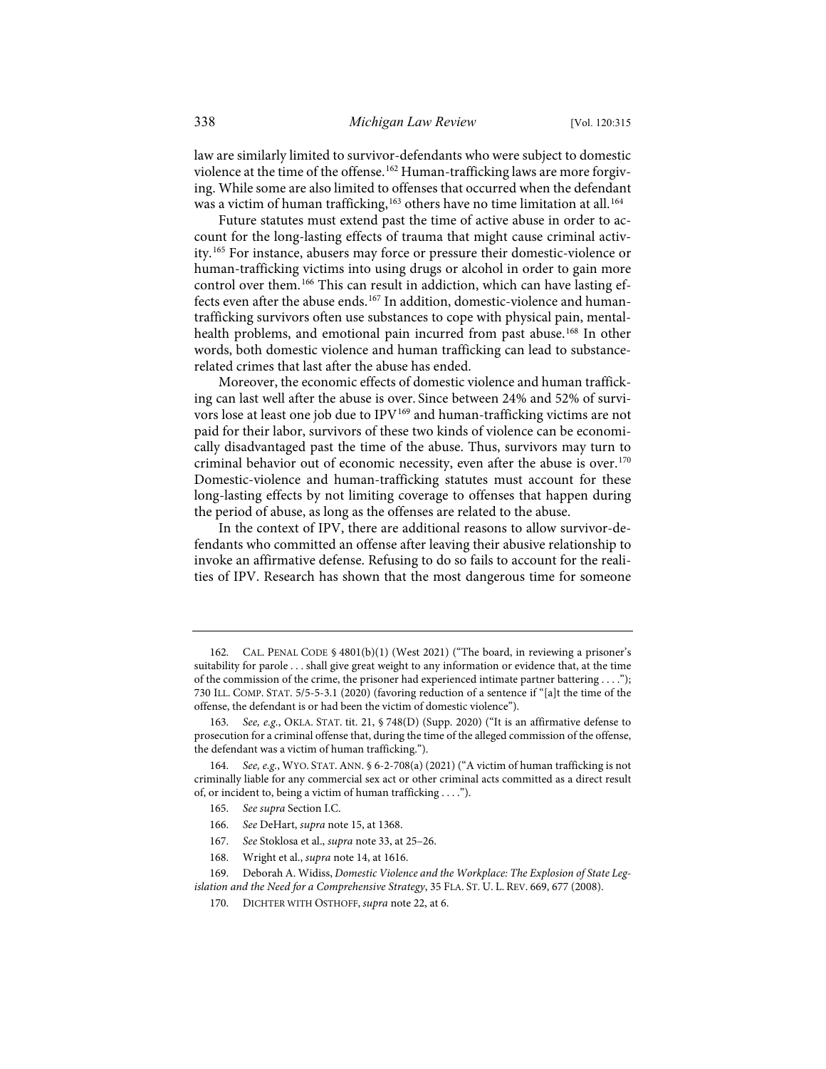law are similarly limited to survivor-defendants who were subject to domestic violence at the time of the offense.[162] Human-trafficking laws are more forgiving. While some are also limited to offenses that occurred when the defendant was a victim of human trafficking,[163] others have no time limitation at all.[164]

Future statutes must extend past the time of active abuse in order to account for the long-lasting effects of trauma that might cause criminal activity.[165] For instance, abusers may force or pressure their domestic-violence or human-trafficking victims into using drugs or alcohol in order to gain more control over them.[166] This can result in addiction, which can have lasting effects even after the abuse ends.[167] In addition, domestic-violence and human-trafficking survivors often use substances to cope with physical pain, mental-health problems, and emotional pain incurred from past abuse.[168] In other words, both domestic violence and human trafficking can lead to substance-related crimes that last after the abuse has ended.

Moreover, the economic effects of domestic violence and human trafficking can last well after the abuse is over. Since between 24% and 52% of survivors lose at least one job due to IPV[169] and human-trafficking victims are not paid for their labor, survivors of these two kinds of violence can be economically disadvantaged past the time of the abuse. Thus, survivors may turn to criminal behavior out of economic necessity, even after the abuse is over.[170] Domestic-violence and human-trafficking statutes must account for these long-lasting effects by not limiting coverage to offenses that happen during the period of abuse, as long as the offenses are related to the abuse.

In the context of IPV, there are additional reasons to allow survivor-defendants who committed an offense after leaving their abusive relationship to invoke an affirmative defense. Refusing to do so fails to account for the realities of IPV. Research has shown that the most dangerous time for someone

---

162. CAL. PENAL CODE § 4801(b)(1) (West 2021) ("The board, in reviewing a prisoner's suitability for parole . . . shall give great weight to any information or evidence that, at the time of the commission of the crime, the prisoner had experienced intimate partner battering . . . ."); 730 ILL. COMP. STAT. 5/5-5-3.1 (2020) (favoring reduction of a sentence if "[a]t the time of the offense, the defendant is or had been the victim of domestic violence").

163. *See, e.g.*, OKLA. STAT. tit. 21, § 748(D) (Supp. 2020) ("It is an affirmative defense to prosecution for a criminal offense that, during the time of the alleged commission of the offense, the defendant was a victim of human trafficking.").

164. *See, e.g.*, WYO. STAT. ANN. § 6-2-708(a) (2021) ("A victim of human trafficking is not criminally liable for any commercial sex act or other criminal acts committed as a direct result of, or incident to, being a victim of human trafficking . . . .").

165. *See supra* Section I.C.

166. *See* DeHart, *supra* note 15, at 1368.

167. *See* Stoklosa et al., *supra* note 33, at 25–26.

168. Wright et al., *supra* note 14, at 1616.

169. Deborah A. Widiss, *Domestic Violence and the Workplace: The Explosion of State Legislation and the Need for a Comprehensive Strategy*, 35 FLA. ST. U. L. REV. 669, 677 (2008).

170. DICHTER WITH OSTHOFF, *supra* note 22, at 6.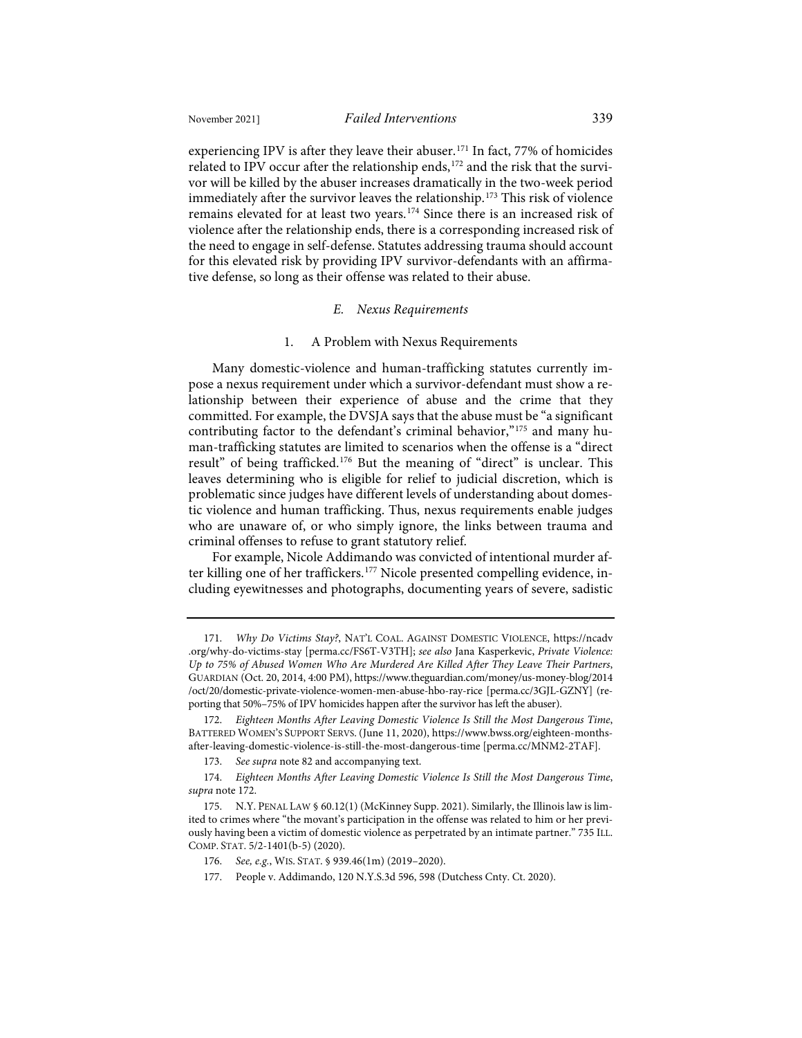experiencing IPV is after they leave their abuser.[171] In fact, 77% of homicides related to IPV occur after the relationship ends,[172] and the risk that the survivor will be killed by the abuser increases dramatically in the two-week period immediately after the survivor leaves the relationship.[173] This risk of violence remains elevated for at least two years.[174] Since there is an increased risk of violence after the relationship ends, there is a corresponding increased risk of the need to engage in self-defense. Statutes addressing trauma should account for this elevated risk by providing IPV survivor-defendants with an affirmative defense, so long as their offense was related to their abuse.

### *E. Nexus Requirements*

#### 1. A Problem with Nexus Requirements

Many domestic-violence and human-trafficking statutes currently impose a nexus requirement under which a survivor-defendant must show a relationship between their experience of abuse and the crime that they committed. For example, the DVSJA says that the abuse must be "a significant contributing factor to the defendant's criminal behavior,"[175] and many human-trafficking statutes are limited to scenarios when the offense is a "direct result" of being trafficked.[176] But the meaning of "direct" is unclear. This leaves determining who is eligible for relief to judicial discretion, which is problematic since judges have different levels of understanding about domestic violence and human trafficking. Thus, nexus requirements enable judges who are unaware of, or who simply ignore, the links between trauma and criminal offenses to refuse to grant statutory relief.

For example, Nicole Addimando was convicted of intentional murder after killing one of her traffickers.[177] Nicole presented compelling evidence, including eyewitnesses and photographs, documenting years of severe, sadistic

---

171. *Why Do Victims Stay?*, NAT'L COAL. AGAINST DOMESTIC VIOLENCE, https://ncadv.org/why-do-victims-stay [perma.cc/FS6T-V3TH]; *see also* Jana Kasperkevic, *Private Violence: Up to 75% of Abused Women Who Are Murdered Are Killed After They Leave Their Partners*, GUARDIAN (Oct. 20, 2014, 4:00 PM), https://www.theguardian.com/money/us-money-blog/2014/oct/20/domestic-private-violence-women-men-abuse-hbo-ray-rice [perma.cc/3GJL-GZNY] (reporting that 50%–75% of IPV homicides happen after the survivor has left the abuser).

172. *Eighteen Months After Leaving Domestic Violence Is Still the Most Dangerous Time*, BATTERED WOMEN'S SUPPORT SERVS. (June 11, 2020), https://www.bwss.org/eighteen-months-after-leaving-domestic-violence-is-still-the-most-dangerous-time [perma.cc/MNM2-2TAF].

173. *See supra* note 82 and accompanying text.

174. *Eighteen Months After Leaving Domestic Violence Is Still the Most Dangerous Time*, *supra* note 172.

175. N.Y. PENAL LAW § 60.12(1) (McKinney Supp. 2021). Similarly, the Illinois law is limited to crimes where "the movant's participation in the offense was related to him or her previously having been a victim of domestic violence as perpetrated by an intimate partner." 735 ILL. COMP. STAT. 5/2-1401(b-5) (2020).

176. *See, e.g.*, WIS. STAT. § 939.46(1m) (2019–2020).

177. People v. Addimando, 120 N.Y.S.3d 596, 598 (Dutchess Cnty. Ct. 2020).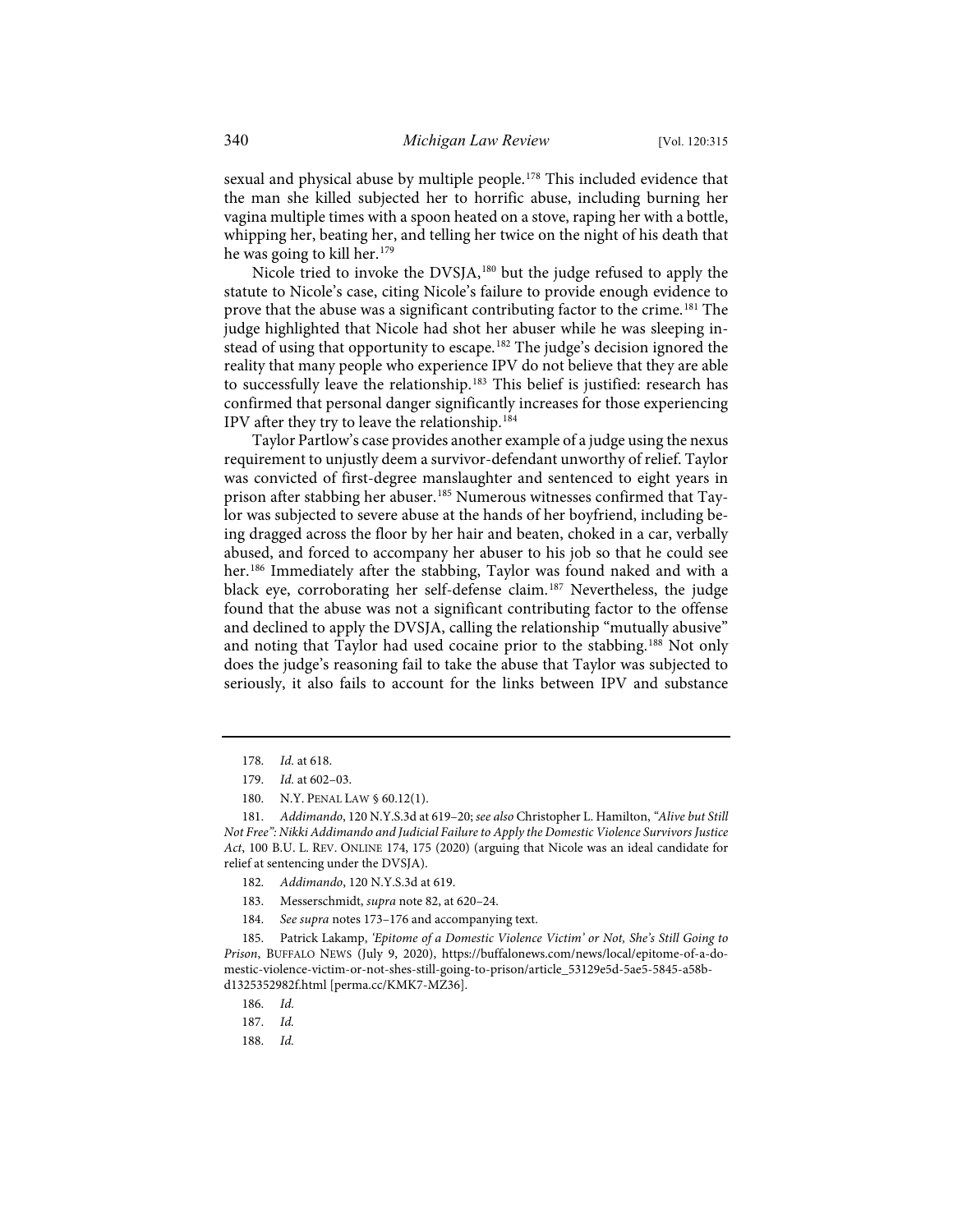sexual and physical abuse by multiple people.[178] This included evidence that the man she killed subjected her to horrific abuse, including burning her vagina multiple times with a spoon heated on a stove, raping her with a bottle, whipping her, beating her, and telling her twice on the night of his death that he was going to kill her.[179]

Nicole tried to invoke the DVSJA,[180] but the judge refused to apply the statute to Nicole's case, citing Nicole's failure to provide enough evidence to prove that the abuse was a significant contributing factor to the crime.[181] The judge highlighted that Nicole had shot her abuser while he was sleeping instead of using that opportunity to escape.[182] The judge's decision ignored the reality that many people who experience IPV do not believe that they are able to successfully leave the relationship.[183] This belief is justified: research has confirmed that personal danger significantly increases for those experiencing IPV after they try to leave the relationship.[184]

Taylor Partlow's case provides another example of a judge using the nexus requirement to unjustly deem a survivor-defendant unworthy of relief. Taylor was convicted of first-degree manslaughter and sentenced to eight years in prison after stabbing her abuser.[185] Numerous witnesses confirmed that Taylor was subjected to severe abuse at the hands of her boyfriend, including being dragged across the floor by her hair and beaten, choked in a car, verbally abused, and forced to accompany her abuser to his job so that he could see her.[186] Immediately after the stabbing, Taylor was found naked and with a black eye, corroborating her self-defense claim.[187] Nevertheless, the judge found that the abuse was not a significant contributing factor to the offense and declined to apply the DVSJA, calling the relationship "mutually abusive" and noting that Taylor had used cocaine prior to the stabbing.[188] Not only does the judge's reasoning fail to take the abuse that Taylor was subjected to seriously, it also fails to account for the links between IPV and substance

---

178. *Id.* at 618.

179. *Id.* at 602–03.

180. N.Y. PENAL LAW § 60.12(1).

181. *Addimando*, 120 N.Y.S.3d at 619–20; *see also* Christopher L. Hamilton, *"Alive but Still Not Free": Nikki Addimando and Judicial Failure to Apply the Domestic Violence Survivors Justice Act*, 100 B.U. L. REV. ONLINE 174, 175 (2020) (arguing that Nicole was an ideal candidate for relief at sentencing under the DVSJA).

182. *Addimando*, 120 N.Y.S.3d at 619.

183. Messerschmidt, *supra* note 82, at 620–24.

184. *See supra* notes 173–176 and accompanying text.

185. Patrick Lakamp, *'Epitome of a Domestic Violence Victim' or Not, She's Still Going to Prison*, BUFFALO NEWS (July 9, 2020), https://buffalonews.com/news/local/epitome-of-a-domestic-violence-victim-or-not-shes-still-going-to-prison/article_53129e5d-5ae5-5845-a58b-d1325352982f.html [perma.cc/KMK7-MZ36].

186. *Id.*

187. *Id.*

188. *Id.*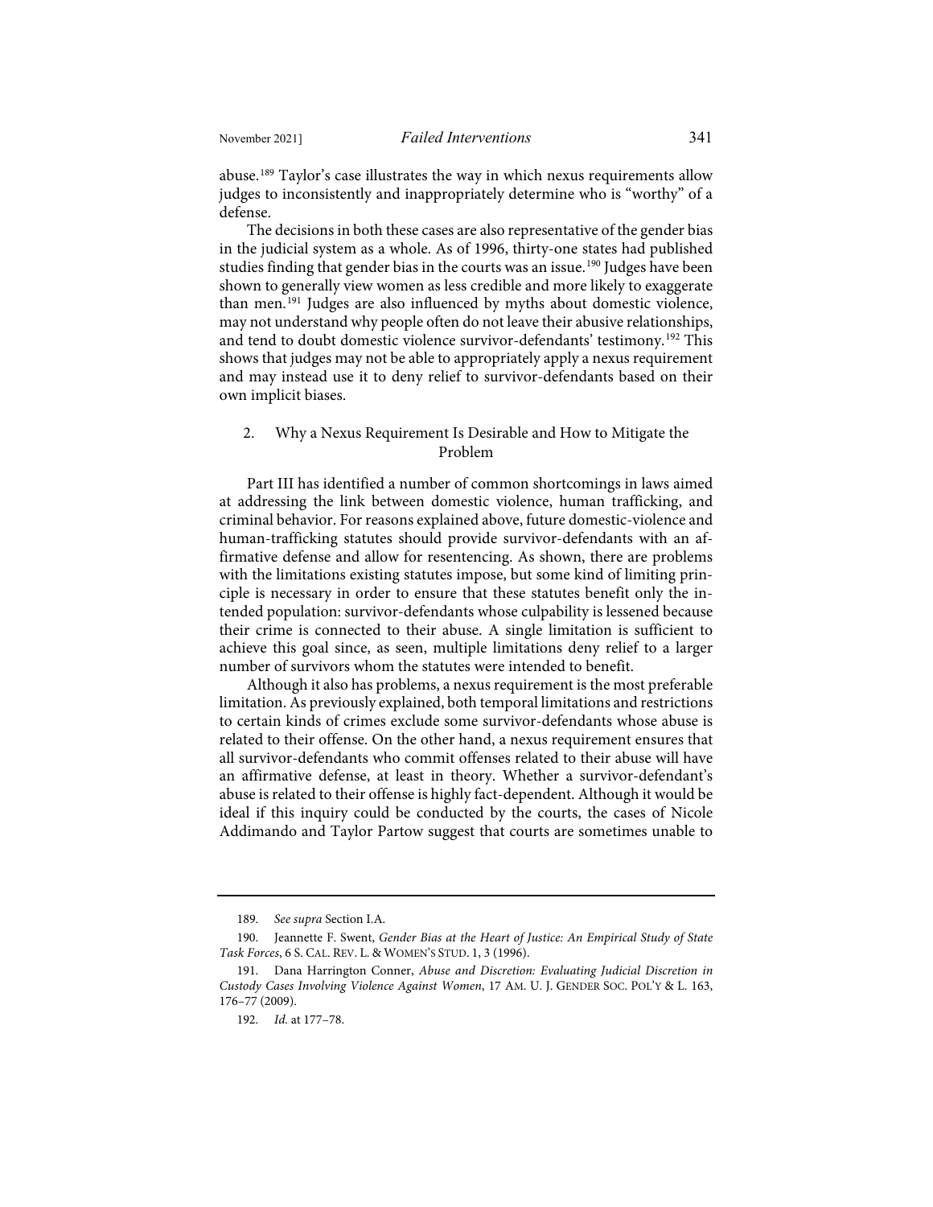abuse.[189] Taylor's case illustrates the way in which nexus requirements allow judges to inconsistently and inappropriately determine who is "worthy" of a defense.

The decisions in both these cases are also representative of the gender bias in the judicial system as a whole. As of 1996, thirty-one states had published studies finding that gender bias in the courts was an issue.[190] Judges have been shown to generally view women as less credible and more likely to exaggerate than men.[191] Judges are also influenced by myths about domestic violence, may not understand why people often do not leave their abusive relationships, and tend to doubt domestic violence survivor-defendants' testimony.[192] This shows that judges may not be able to appropriately apply a nexus requirement and may instead use it to deny relief to survivor-defendants based on their own implicit biases.

### 2. Why a Nexus Requirement Is Desirable and How to Mitigate the Problem

Part III has identified a number of common shortcomings in laws aimed at addressing the link between domestic violence, human trafficking, and criminal behavior. For reasons explained above, future domestic-violence and human-trafficking statutes should provide survivor-defendants with an affirmative defense and allow for resentencing. As shown, there are problems with the limitations existing statutes impose, but some kind of limiting principle is necessary in order to ensure that these statutes benefit only the intended population: survivor-defendants whose culpability is lessened because their crime is connected to their abuse. A single limitation is sufficient to achieve this goal since, as seen, multiple limitations deny relief to a larger number of survivors whom the statutes were intended to benefit.

Although it also has problems, a nexus requirement is the most preferable limitation. As previously explained, both temporal limitations and restrictions to certain kinds of crimes exclude some survivor-defendants whose abuse is related to their offense. On the other hand, a nexus requirement ensures that all survivor-defendants who commit offenses related to their abuse will have an affirmative defense, at least in theory. Whether a survivor-defendant's abuse is related to their offense is highly fact-dependent. Although it would be ideal if this inquiry could be conducted by the courts, the cases of Nicole Addimando and Taylor Partow suggest that courts are sometimes unable to

---

189. *See supra* Section I.A.

190. Jeannette F. Swent, *Gender Bias at the Heart of Justice: An Empirical Study of State Task Forces*, 6 S. CAL. REV. L. & WOMEN'S STUD. 1, 3 (1996).

191. Dana Harrington Conner, *Abuse and Discretion: Evaluating Judicial Discretion in Custody Cases Involving Violence Against Women*, 17 AM. U. J. GENDER SOC. POL'Y & L. 163, 176–77 (2009).

192. *Id.* at 177–78.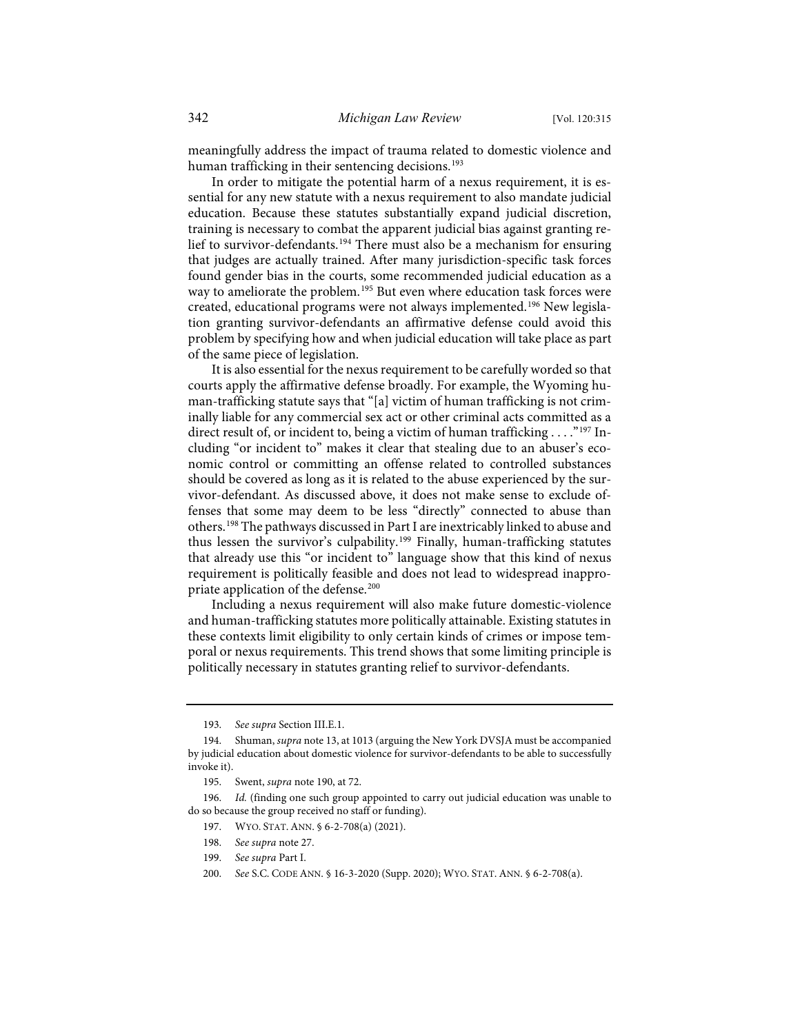meaningfully address the impact of trauma related to domestic violence and human trafficking in their sentencing decisions.[193]

In order to mitigate the potential harm of a nexus requirement, it is essential for any new statute with a nexus requirement to also mandate judicial education. Because these statutes substantially expand judicial discretion, training is necessary to combat the apparent judicial bias against granting relief to survivor-defendants.[194] There must also be a mechanism for ensuring that judges are actually trained. After many jurisdiction-specific task forces found gender bias in the courts, some recommended judicial education as a way to ameliorate the problem.[195] But even where education task forces were created, educational programs were not always implemented.[196] New legislation granting survivor-defendants an affirmative defense could avoid this problem by specifying how and when judicial education will take place as part of the same piece of legislation.

It is also essential for the nexus requirement to be carefully worded so that courts apply the affirmative defense broadly. For example, the Wyoming human-trafficking statute says that "[a] victim of human trafficking is not criminally liable for any commercial sex act or other criminal acts committed as a direct result of, or incident to, being a victim of human trafficking . . . ."[197] Including "or incident to" makes it clear that stealing due to an abuser's economic control or committing an offense related to controlled substances should be covered as long as it is related to the abuse experienced by the survivor-defendant. As discussed above, it does not make sense to exclude offenses that some may deem to be less "directly" connected to abuse than others.[198] The pathways discussed in Part I are inextricably linked to abuse and thus lessen the survivor's culpability.[199] Finally, human-trafficking statutes that already use this "or incident to" language show that this kind of nexus requirement is politically feasible and does not lead to widespread inappropriate application of the defense.[200]

Including a nexus requirement will also make future domestic-violence and human-trafficking statutes more politically attainable. Existing statutes in these contexts limit eligibility to only certain kinds of crimes or impose temporal or nexus requirements. This trend shows that some limiting principle is politically necessary in statutes granting relief to survivor-defendants.

---

193. *See supra* Section III.E.1.

194. Shuman, *supra* note 13, at 1013 (arguing the New York DVSJA must be accompanied by judicial education about domestic violence for survivor-defendants to be able to successfully invoke it).

195. Swent, *supra* note 190, at 72.

196. *Id.* (finding one such group appointed to carry out judicial education was unable to do so because the group received no staff or funding).

197. WYO. STAT. ANN. § 6-2-708(a) (2021).

198. *See supra* note 27.

199. *See supra* Part I.

200. *See* S.C. CODE ANN. § 16-3-2020 (Supp. 2020); WYO. STAT. ANN. § 6-2-708(a).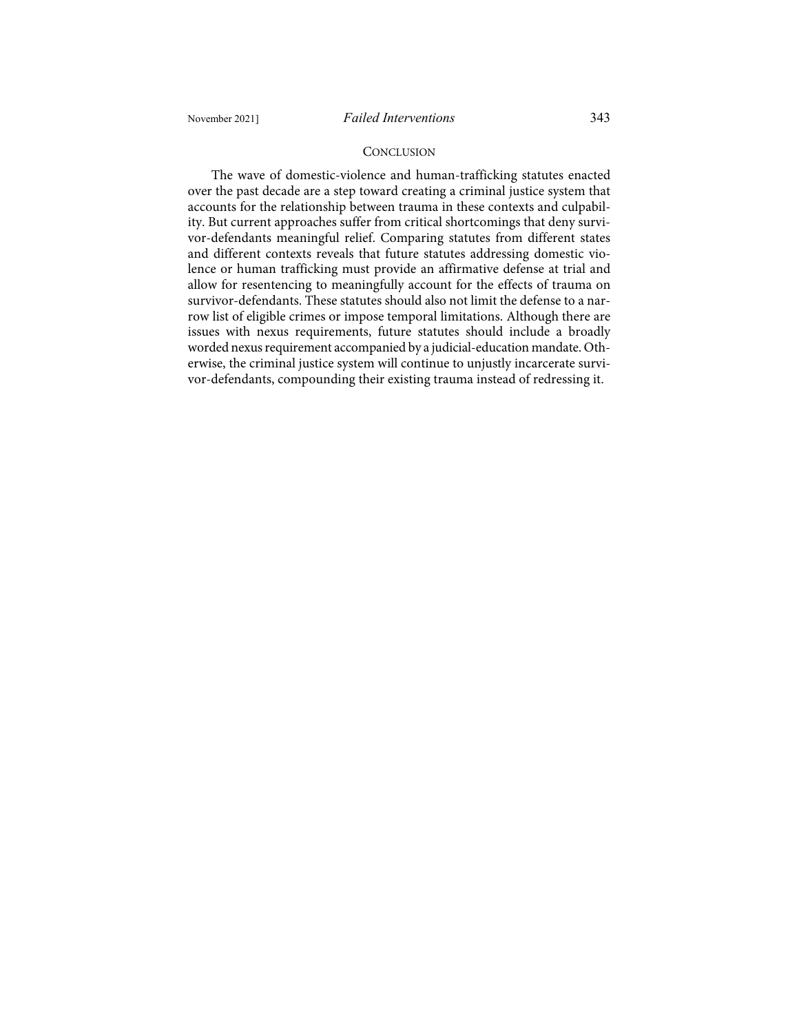## Conclusion

The wave of domestic-violence and human-trafficking statutes enacted over the past decade are a step toward creating a criminal justice system that accounts for the relationship between trauma in these contexts and culpability. But current approaches suffer from critical shortcomings that deny survivor-defendants meaningful relief. Comparing statutes from different states and different contexts reveals that future statutes addressing domestic violence or human trafficking must provide an affirmative defense at trial and allow for resentencing to meaningfully account for the effects of trauma on survivor-defendants. These statutes should also not limit the defense to a narrow list of eligible crimes or impose temporal limitations. Although there are issues with nexus requirements, future statutes should include a broadly worded nexus requirement accompanied by a judicial-education mandate. Otherwise, the criminal justice system will continue to unjustly incarcerate survivor-defendants, compounding their existing trauma instead of redressing it.